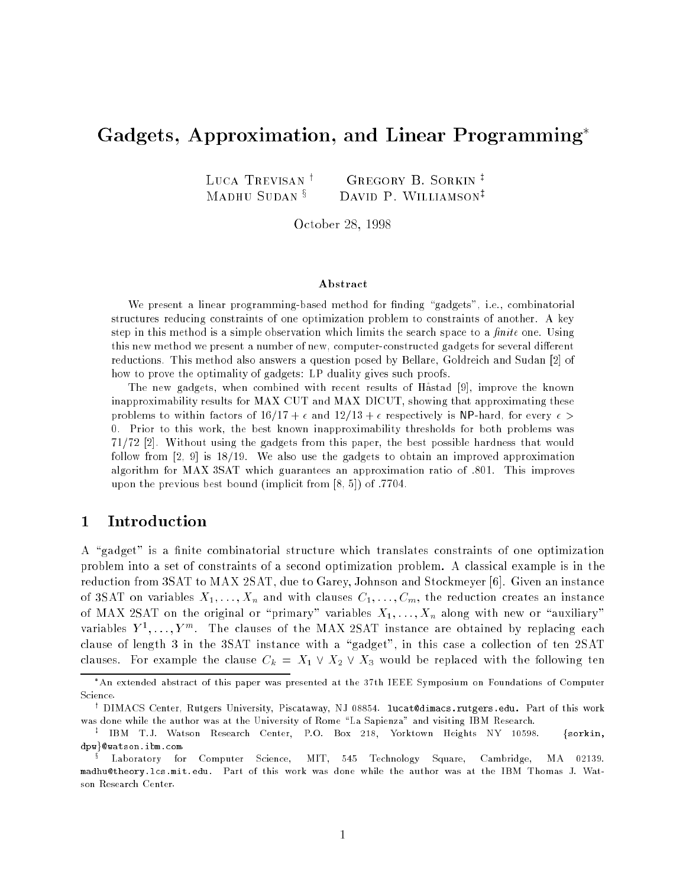# Gadgets, Approximation, and Linear Programming*

Luca Trevisan [†] Gregory B. Sorkin [‡]
Madhu Sudan [§] David P. Williamson[‡]

October 28, 1998

### Abstract

We present a linear programming-based method for finding "gadgets", i.e., combinatorial structures reducing constraints of one optimization problem to constraints of another. A key step in this method is a simple observation which limits the search space to a *finite* one. Using this new method we present a number of new, computer-constructed gadgets for several different reductions. This method also answers a question posed by Bellare, Goldreich and Sudan [2] of how to prove the optimality of gadgets: LP duality gives such proofs.

The new gadgets, when combined with recent results of Håstad [9], improve the known inapproximability results for MAX CUT and MAX DICUT, showing that approximating these problems to within factors of $16/17 + \epsilon$ and $12/13 + \epsilon$ respectively is NP-hard, for every $\epsilon > 0$. Prior to this work, the best known inapproximability thresholds for both problems was 71/72 [2]. Without using the gadgets from this paper, the best possible hardness that would follow from [2, 9] is 18/19. We also use the gadgets to obtain an improved approximation algorithm for MAX 3SAT which guarantees an approximation ratio of .801. This improves upon the previous best bound (implicit from [8, 5]) of .7704.

## 1 Introduction

A "gadget" is a finite combinatorial structure which translates constraints of one optimization problem into a set of constraints of a second optimization problem. A classical example is in the reduction from 3SAT to MAX 2SAT, due to Garey, Johnson and Stockmeyer [6]. Given an instance of 3SAT on variables $X_1, \ldots, X_n$ and with clauses $C_1, \ldots, C_m$, the reduction creates an instance of MAX 2SAT on the original or "primary" variables $X_1, \ldots, X_n$ along with new or "auxiliary" variables $Y^1, \ldots, Y^m$. The clauses of the MAX 2SAT instance are obtained by replacing each clause of length 3 in the 3SAT instance with a "gadget", in this case a collection of ten 2SAT clauses. For example the clause $C_k = X_1 \vee X_2 \vee X_3$ would be replaced with the following ten

---

*An extended abstract of this paper was presented at the 37th IEEE Symposium on Foundations of Computer Science.

[†] DIMACS Center, Rutgers University, Piscataway, NJ 08854. lucat@dimacs.rutgers.edu. Part of this work was done while the author was at the University of Rome "La Sapienza" and visiting IBM Research.

[‡] IBM T.J. Watson Research Center, P.O. Box 218, Yorktown Heights NY 10598. {sorkin, dpw}@watson.ibm.com.

[§] Laboratory for Computer Science, MIT, 545 Technology Square, Cambridge, MA 02139. madhu@theory.lcs.mit.edu. Part of this work was done while the author was at the IBM Thomas J. Watson Research Center.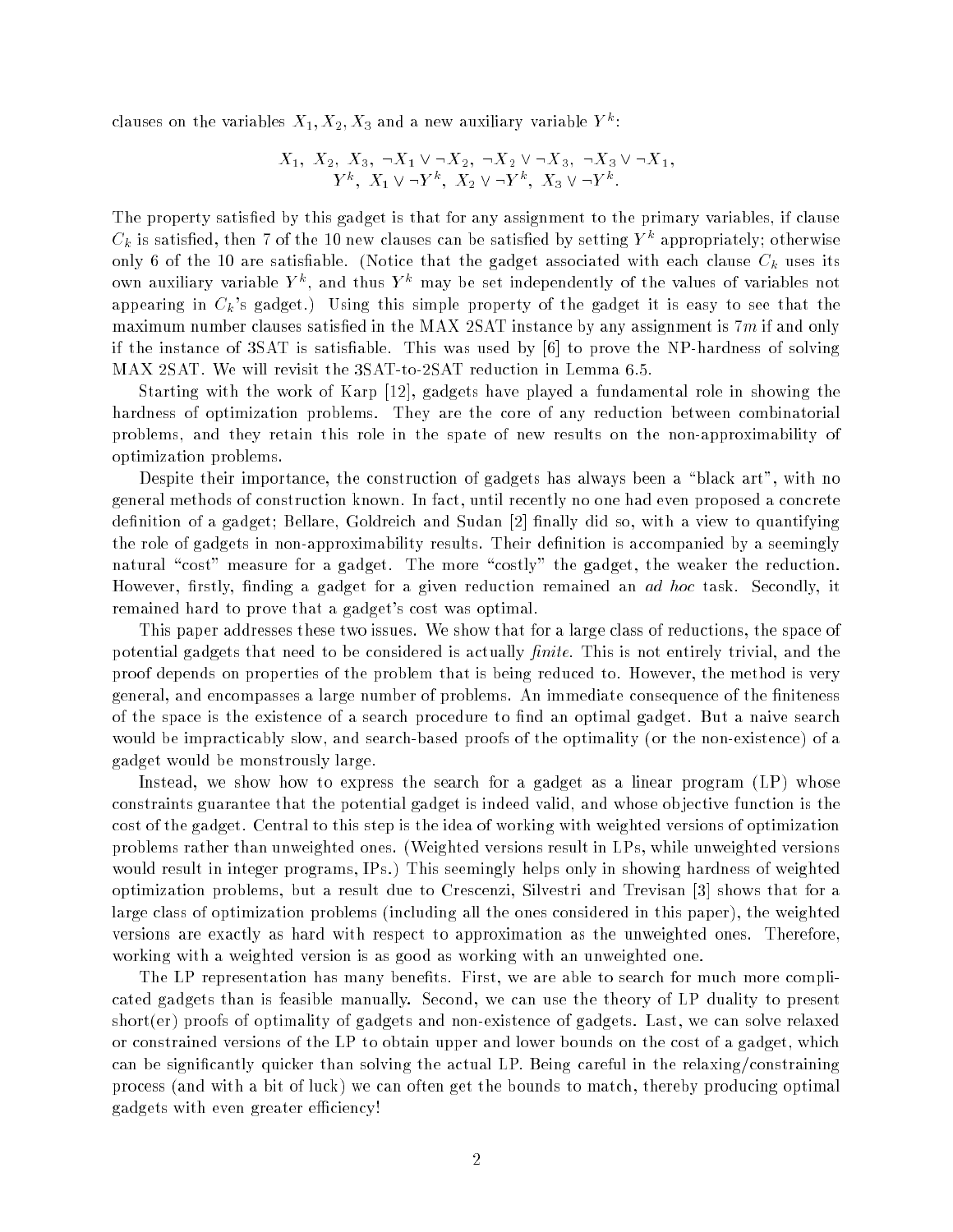clauses on the variables $X_1, X_2, X_3$ and a new auxiliary variable $Y^k$:

$$X_1,\ X_2,\ X_3,\ \neg X_1 \vee \neg X_2,\ \neg X_2 \vee \neg X_3,\ \neg X_3 \vee \neg X_1,$$
$$Y^k,\ X_1 \vee \neg Y^k,\ X_2 \vee \neg Y^k,\ X_3 \vee \neg Y^k.$$

The property satisfied by this gadget is that for any assignment to the primary variables, if clause $C_k$ is satisfied, then 7 of the 10 new clauses can be satisfied by setting $Y^k$ appropriately; otherwise only 6 of the 10 are satisfiable. (Notice that the gadget associated with each clause $C_k$ uses its own auxiliary variable $Y^k$, and thus $Y^k$ may be set independently of the values of variables not appearing in $C_k$'s gadget.) Using this simple property of the gadget it is easy to see that the maximum number clauses satisfied in the MAX 2SAT instance by any assignment is $7m$ if and only if the instance of 3SAT is satisfiable. This was used by [6] to prove the NP-hardness of solving MAX 2SAT. We will revisit the 3SAT-to-2SAT reduction in Lemma 6.5.

Starting with the work of Karp [12], gadgets have played a fundamental role in showing the hardness of optimization problems. They are the core of any reduction between combinatorial problems, and they retain this role in the spate of new results on the non-approximability of optimization problems.

Despite their importance, the construction of gadgets has always been a "black art", with no general methods of construction known. In fact, until recently no one had even proposed a concrete definition of a gadget; Bellare, Goldreich and Sudan [2] finally did so, with a view to quantifying the role of gadgets in non-approximability results. Their definition is accompanied by a seemingly natural "cost" measure for a gadget. The more "costly" the gadget, the weaker the reduction. However, firstly, finding a gadget for a given reduction remained an *ad hoc* task. Secondly, it remained hard to prove that a gadget's cost was optimal.

This paper addresses these two issues. We show that for a large class of reductions, the space of potential gadgets that need to be considered is actually *finite*. This is not entirely trivial, and the proof depends on properties of the problem that is being reduced to. However, the method is very general, and encompasses a large number of problems. An immediate consequence of the finiteness of the space is the existence of a search procedure to find an optimal gadget. But a naive search would be impracticably slow, and search-based proofs of the optimality (or the non-existence) of a gadget would be monstrously large.

Instead, we show how to express the search for a gadget as a linear program (LP) whose constraints guarantee that the potential gadget is indeed valid, and whose objective function is the cost of the gadget. Central to this step is the idea of working with weighted versions of optimization problems rather than unweighted ones. (Weighted versions result in LPs, while unweighted versions would result in integer programs, IPs.) This seemingly helps only in showing hardness of weighted optimization problems, but a result due to Crescenzi, Silvestri and Trevisan [3] shows that for a large class of optimization problems (including all the ones considered in this paper), the weighted versions are exactly as hard with respect to approximation as the unweighted ones. Therefore, working with a weighted version is as good as working with an unweighted one.

The LP representation has many benefits. First, we are able to search for much more complicated gadgets than is feasible manually. Second, we can use the theory of LP duality to present short(er) proofs of optimality of gadgets and non-existence of gadgets. Last, we can solve relaxed or constrained versions of the LP to obtain upper and lower bounds on the cost of a gadget, which can be significantly quicker than solving the actual LP. Being careful in the relaxing/constraining process (and with a bit of luck) we can often get the bounds to match, thereby producing optimal gadgets with even greater efficiency!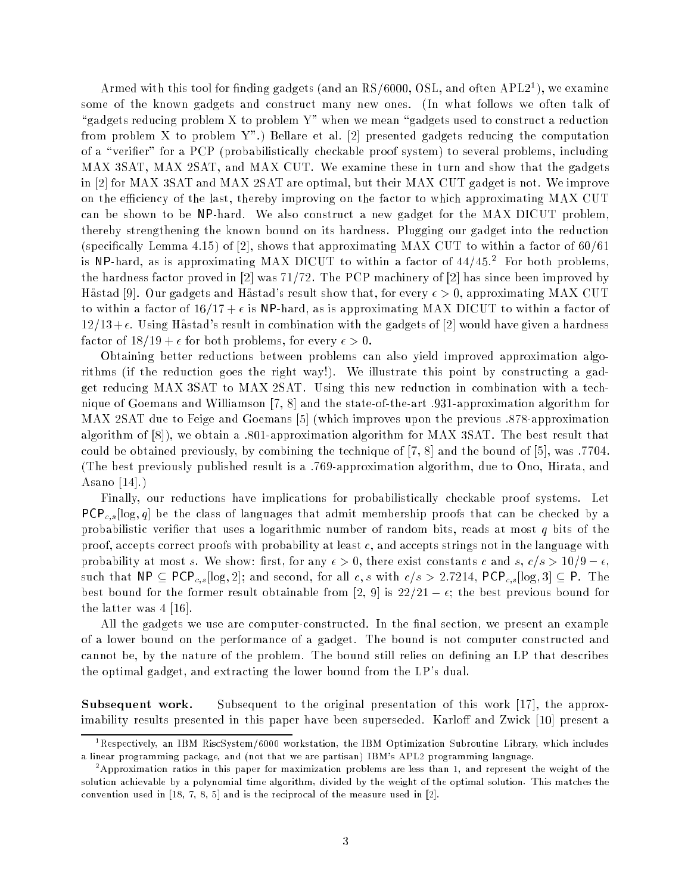Armed with this tool for finding gadgets (and an RS/6000, OSL, and often APL2[1]), we examine some of the known gadgets and construct many new ones. (In what follows we often talk of "gadgets reducing problem X to problem Y" when we mean "gadgets used to construct a reduction from problem X to problem Y".) Bellare et al. [2] presented gadgets reducing the computation of a "verifier" for a PCP (probabilistically checkable proof system) to several problems, including MAX 3SAT, MAX 2SAT, and MAX CUT. We examine these in turn and show that the gadgets in [2] for MAX 3SAT and MAX 2SAT are optimal, but their MAX CUT gadget is not. We improve on the efficiency of the last, thereby improving on the factor to which approximating MAX CUT can be shown to be NP-hard. We also construct a new gadget for the MAX DICUT problem, thereby strengthening the known bound on its hardness. Plugging our gadget into the reduction (specifically Lemma 4.15) of [2], shows that approximating MAX CUT to within a factor of 60/61 is NP-hard, as is approximating MAX DICUT to within a factor of 44/45.[2] For both problems, the hardness factor proved in [2] was 71/72. The PCP machinery of [2] has since been improved by Håstad [9]. Our gadgets and Håstad's result show that, for every $\epsilon > 0$, approximating MAX CUT to within a factor of $16/17 + \epsilon$ is NP-hard, as is approximating MAX DICUT to within a factor of $12/13 + \epsilon$. Using Håstad's result in combination with the gadgets of [2] would have given a hardness factor of $18/19 + \epsilon$ for both problems, for every $\epsilon > 0$.

Obtaining better reductions between problems can also yield improved approximation algorithms (if the reduction goes the right way!). We illustrate this point by constructing a gadget reducing MAX 3SAT to MAX 2SAT. Using this new reduction in combination with a technique of Goemans and Williamson [7, 8] and the state-of-the-art .931-approximation algorithm for MAX 2SAT due to Feige and Goemans [5] (which improves upon the previous .878-approximation algorithm of [8]), we obtain a .801-approximation algorithm for MAX 3SAT. The best result that could be obtained previously, by combining the technique of [7, 8] and the bound of [5], was .7704. (The best previously published result is a .769-approximation algorithm, due to Ono, Hirata, and Asano [14].)

Finally, our reductions have implications for probabilistically checkable proof systems. Let $\mathsf{PCP}_{c,s}[\log, q]$ be the class of languages that admit membership proofs that can be checked by a probabilistic verifier that uses a logarithmic number of random bits, reads at most $q$ bits of the proof, accepts correct proofs with probability at least $c$, and accepts strings not in the language with probability at most $s$. We show: first, for any $\epsilon > 0$, there exist constants $c$ and $s$, $c/s > 10/9 - \epsilon$, such that $\mathsf{NP} \subseteq \mathsf{PCP}_{c,s}[\log, 2]$; and second, for all $c, s$ with $c/s > 2.7214$, $\mathsf{PCP}_{c,s}[\log, 3] \subseteq \mathsf{P}$. The best bound for the former result obtainable from [2, 9] is $22/21 - \epsilon$; the best previous bound for the latter was 4 [16].

All the gadgets we use are computer-constructed. In the final section, we present an example of a lower bound on the performance of a gadget. The bound is not computer constructed and cannot be, by the nature of the problem. The bound still relies on defining an LP that describes the optimal gadget, and extracting the lower bound from the LP's dual.

**Subsequent work.** Subsequent to the original presentation of this work [17], the approximability results presented in this paper have been superseded. Karloff and Zwick [10] present a

---

[1] Respectively, an IBM RiscSystem/6000 workstation, the IBM Optimization Subroutine Library, which includes a linear programming package, and (not that we are partisan) IBM's APL2 programming language.

[2] Approximation ratios in this paper for maximization problems are less than 1, and represent the weight of the solution achievable by a polynomial time algorithm, divided by the weight of the optimal solution. This matches the convention used in [18, 7, 8, 5] and is the reciprocal of the measure used in [2].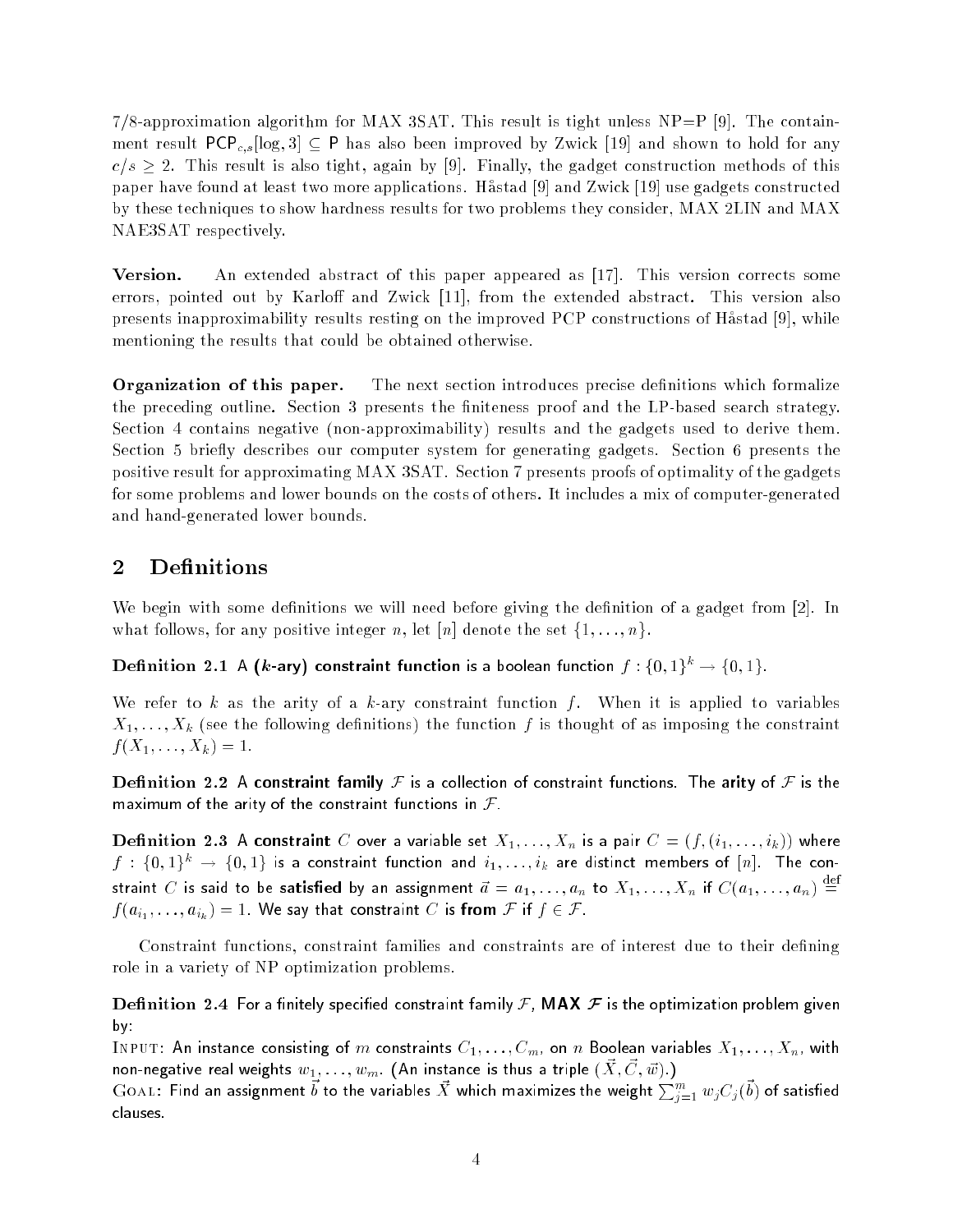7/8-approximation algorithm for MAX 3SAT. This result is tight unless NP=P [9]. The containment result $\mathsf{PCP}_{c,s}[\log, 3] \subseteq \mathsf{P}$ has also been improved by Zwick [19] and shown to hold for any $c/s \geq 2$. This result is also tight, again by [9]. Finally, the gadget construction methods of this paper have found at least two more applications. Håstad [9] and Zwick [19] use gadgets constructed by these techniques to show hardness results for two problems they consider, MAX 2LIN and MAX NAE3SAT respectively.

**Version.** An extended abstract of this paper appeared as [17]. This version corrects some errors, pointed out by Karloff and Zwick [11], from the extended abstract. This version also presents inapproximability results resting on the improved PCP constructions of Håstad [9], while mentioning the results that could be obtained otherwise.

**Organization of this paper.** The next section introduces precise definitions which formalize the preceding outline. Section 3 presents the finiteness proof and the LP-based search strategy. Section 4 contains negative (non-approximability) results and the gadgets used to derive them. Section 5 briefly describes our computer system for generating gadgets. Section 6 presents the positive result for approximating MAX 3SAT. Section 7 presents proofs of optimality of the gadgets for some problems and lower bounds on the costs of others. It includes a mix of computer-generated and hand-generated lower bounds.

## 2 Definitions

We begin with some definitions we will need before giving the definition of a gadget from [2]. In what follows, for any positive integer $n$, let $[n]$ denote the set $\{1, \ldots, n\}$.

**Definition 2.1** A **($k$-ary) constraint function** is a boolean function $f : \{0,1\}^k \to \{0,1\}$.

We refer to $k$ as the arity of a $k$-ary constraint function $f$. When it is applied to variables $X_1, \ldots, X_k$ (see the following definitions) the function $f$ is thought of as imposing the constraint $f(X_1, \ldots, X_k) = 1$.

**Definition 2.2** A **constraint family** $\mathcal{F}$ is a collection of constraint functions. The **arity** of $\mathcal{F}$ is the maximum of the arity of the constraint functions in $\mathcal{F}$.

**Definition 2.3** A **constraint** $C$ over a variable set $X_1, \ldots, X_n$ is a pair $C = (f, (i_1, \ldots, i_k))$ where $f : \{0,1\}^k \to \{0,1\}$ is a constraint function and $i_1, \ldots, i_k$ are distinct members of $[n]$. The constraint $C$ is said to be **satisfied** by an assignment $\vec{a} = a_1, \ldots, a_n$ to $X_1, \ldots, X_n$ if $C(a_1, \ldots, a_n) \stackrel{\text{def}}{=} f(a_{i_1}, \ldots, a_{i_k}) = 1$. We say that constraint $C$ is **from** $\mathcal{F}$ if $f \in \mathcal{F}$.

Constraint functions, constraint families and constraints are of interest due to their defining role in a variety of NP optimization problems.

**Definition 2.4** For a finitely specified constraint family $\mathcal{F}$, **MAX $\mathcal{F}$** is the optimization problem given by:

Input: An instance consisting of $m$ constraints $C_1, \ldots, C_m$, on $n$ Boolean variables $X_1, \ldots, X_n$, with non-negative real weights $w_1, \ldots, w_m$. (An instance is thus a triple $(\vec{X}, \vec{C}, \vec{w})$.)
Goal: Find an assignment $\vec{b}$ to the variables $\vec{X}$ which maximizes the weight $\sum_{j=1}^{m} w_j C_j(\vec{b})$ of satisfied clauses.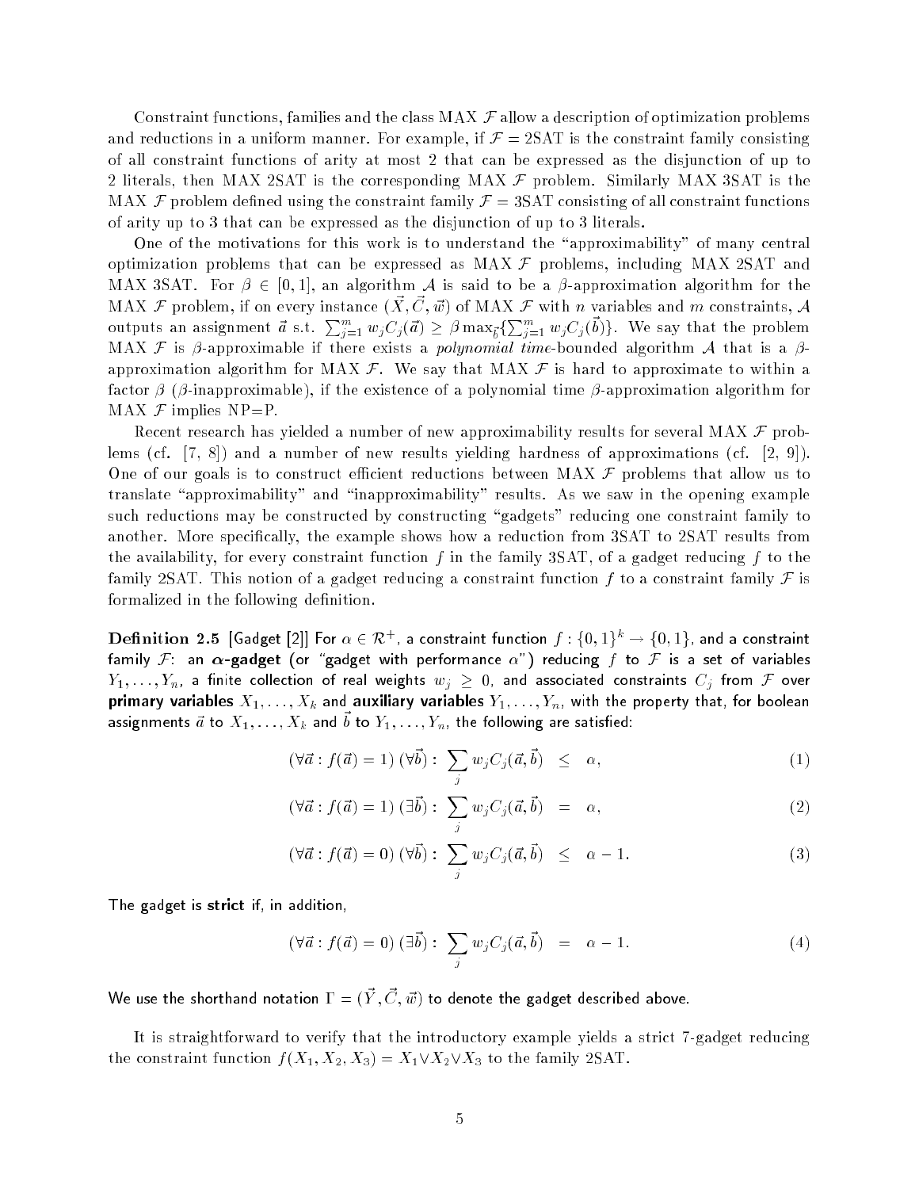Constraint functions, families and the class MAX $\mathcal{F}$ allow a description of optimization problems and reductions in a uniform manner. For example, if $\mathcal{F}$ = 2SAT is the constraint family consisting of all constraint functions of arity at most 2 that can be expressed as the disjunction of up to 2 literals, then MAX 2SAT is the corresponding MAX $\mathcal{F}$ problem. Similarly MAX 3SAT is the MAX $\mathcal{F}$ problem defined using the constraint family $\mathcal{F}$ = 3SAT consisting of all constraint functions of arity up to 3 that can be expressed as the disjunction of up to 3 literals.

One of the motivations for this work is to understand the "approximability" of many central optimization problems that can be expressed as MAX $\mathcal{F}$ problems, including MAX 2SAT and MAX 3SAT. For $\beta \in [0,1]$, an algorithm $\mathcal{A}$ is said to be a $\beta$-approximation algorithm for the MAX $\mathcal{F}$ problem, if on every instance $(\vec{X}, \vec{C}, \vec{w})$ of MAX $\mathcal{F}$ with $n$ variables and $m$ constraints, $\mathcal{A}$ outputs an assignment $\vec{a}$ s.t. $\sum_{j=1}^{m} w_j C_j(\vec{a}) \geq \beta \max_{\vec{b}} \{\sum_{j=1}^{m} w_j C_j(\vec{b})\}$. We say that the problem MAX $\mathcal{F}$ is $\beta$-approximable if there exists a *polynomial time*-bounded algorithm $\mathcal{A}$ that is a $\beta$-approximation algorithm for MAX $\mathcal{F}$. We say that MAX $\mathcal{F}$ is hard to approximate to within a factor $\beta$ ($\beta$-inapproximable), if the existence of a polynomial time $\beta$-approximation algorithm for MAX $\mathcal{F}$ implies NP=P.

Recent research has yielded a number of new approximability results for several MAX $\mathcal{F}$ problems (cf. [7, 8]) and a number of new results yielding hardness of approximations (cf. [2, 9]). One of our goals is to construct efficient reductions between MAX $\mathcal{F}$ problems that allow us to translate "approximability" and "inapproximability" results. As we saw in the opening example such reductions may be constructed by constructing "gadgets" reducing one constraint family to another. More specifically, the example shows how a reduction from 3SAT to 2SAT results from the availability, for every constraint function $f$ in the family 3SAT, of a gadget reducing $f$ to the family 2SAT. This notion of a gadget reducing a constraint function $f$ to a constraint family $\mathcal{F}$ is formalized in the following definition.

**Definition 2.5** [Gadget [2]] For $\alpha \in \mathcal{R}^+$, a constraint function $f : \{0,1\}^k \rightarrow \{0,1\}$, and a constraint family $\mathcal{F}$: an **$\alpha$-gadget** (or "gadget with performance $\alpha$") reducing $f$ to $\mathcal{F}$ is a set of variables $Y_1, \ldots, Y_n$, a finite collection of real weights $w_j \geq 0$, and associated constraints $C_j$ from $\mathcal{F}$ over **primary variables** $X_1, \ldots, X_k$ and **auxiliary variables** $Y_1, \ldots, Y_n$, with the property that, for boolean assignments $\vec{a}$ to $X_1, \ldots, X_k$ and $\vec{b}$ to $Y_1, \ldots, Y_n$, the following are satisfied:

$$(\forall \vec{a} : f(\vec{a}) = 1)\ (\forall \vec{b}) : \ \sum_j w_j C_j(\vec{a}, \vec{b}) \ \leq \ \alpha, \tag{1}$$

$$(\forall \vec{a} : f(\vec{a}) = 1)\ (\exists \vec{b}) : \ \sum_j w_j C_j(\vec{a}, \vec{b}) \ = \ \alpha, \tag{2}$$

$$(\forall \vec{a} : f(\vec{a}) = 0)\ (\forall \vec{b}) : \ \sum_j w_j C_j(\vec{a}, \vec{b}) \ \leq \ \alpha - 1. \tag{3}$$

The gadget is **strict** if, in addition,

$$(\forall \vec{a} : f(\vec{a}) = 0)\ (\exists \vec{b}) : \ \sum_j w_j C_j(\vec{a}, \vec{b}) \ = \ \alpha - 1. \tag{4}$$

We use the shorthand notation $\Gamma = (\vec{Y}, \vec{C}, \vec{w})$ to denote the gadget described above.

It is straightforward to verify that the introductory example yields a strict 7-gadget reducing the constraint function $f(X_1, X_2, X_3) = X_1 \vee X_2 \vee X_3$ to the family 2SAT.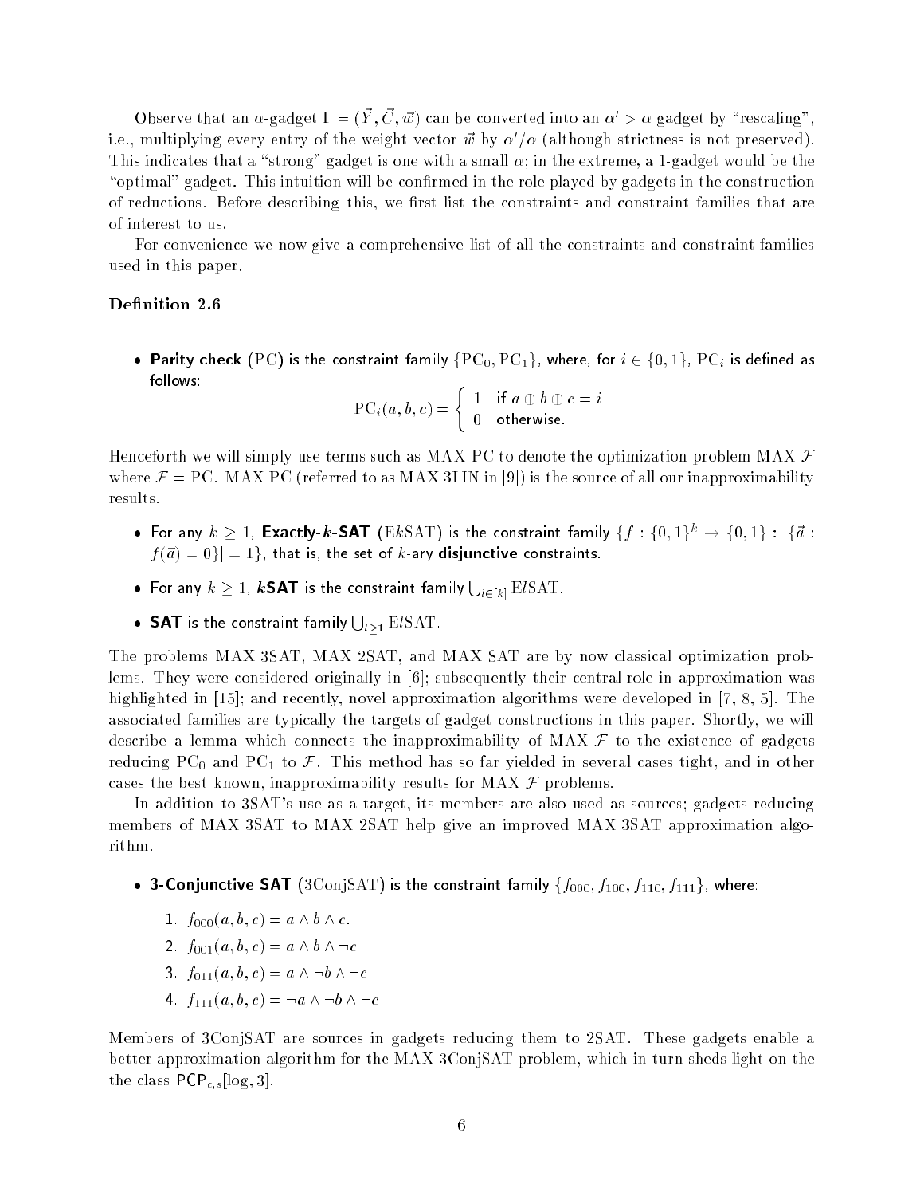Observe that an $\alpha$-gadget $\Gamma = (\vec{Y}, \vec{C}, \vec{w})$ can be converted into an $\alpha' > \alpha$ gadget by "rescaling", i.e., multiplying every entry of the weight vector $\vec{w}$ by $\alpha'/\alpha$ (although strictness is not preserved). This indicates that a "strong" gadget is one with a small $\alpha$; in the extreme, a 1-gadget would be the "optimal" gadget. This intuition will be confirmed in the role played by gadgets in the construction of reductions. Before describing this, we first list the constraints and constraint families that are of interest to us.

For convenience we now give a comprehensive list of all the constraints and constraint families used in this paper.

**Definition 2.6**

- **Parity check** (PC) is the constraint family $\{\mathrm{PC}_0, \mathrm{PC}_1\}$, where, for $i \in \{0,1\}$, $\mathrm{PC}_i$ is defined as follows:

$$\mathrm{PC}_i(a,b,c) = \begin{cases} 1 & \text{if } a \oplus b \oplus c = i \\ 0 & \text{otherwise.} \end{cases}$$

Henceforth we will simply use terms such as MAX PC to denote the optimization problem MAX $\mathcal{F}$ where $\mathcal{F} = \mathrm{PC}$. MAX PC (referred to as MAX 3LIN in [9]) is the source of all our inapproximability results.

- For any $k \geq 1$, **Exactly-$k$-SAT** (E$k$SAT) is the constraint family $\{f : \{0,1\}^k \to \{0,1\} : |\{\vec{a} : f(\vec{a}) = 0\}| = 1\}$, that is, the set of $k$-ary **disjunctive** constraints.
- For any $k \geq 1$, **$k$SAT** is the constraint family $\bigcup_{l \in [k]} \mathrm{E}l\mathrm{SAT}$.
- **SAT** is the constraint family $\bigcup_{l \geq 1} \mathrm{E}l\mathrm{SAT}$.

The problems MAX 3SAT, MAX 2SAT, and MAX SAT are by now classical optimization problems. They were considered originally in [6]; subsequently their central role in approximation was highlighted in [15]; and recently, novel approximation algorithms were developed in [7, 8, 5]. The associated families are typically the targets of gadget constructions in this paper. Shortly, we will describe a lemma which connects the inapproximability of MAX $\mathcal{F}$ to the existence of gadgets reducing $\mathrm{PC}_0$ and $\mathrm{PC}_1$ to $\mathcal{F}$. This method has so far yielded in several cases tight, and in other cases the best known, inapproximability results for MAX $\mathcal{F}$ problems.

In addition to 3SAT's use as a target, its members are also used as sources; gadgets reducing members of MAX 3SAT to MAX 2SAT help give an improved MAX 3SAT approximation algorithm.

- **3-Conjunctive SAT** (3ConjSAT) is the constraint family $\{f_{000}, f_{100}, f_{110}, f_{111}\}$, where:
  1. $f_{000}(a,b,c) = a \wedge b \wedge c$.
  2. $f_{001}(a,b,c) = a \wedge b \wedge \neg c$
  3. $f_{011}(a,b,c) = a \wedge \neg b \wedge \neg c$
  4. $f_{111}(a,b,c) = \neg a \wedge \neg b \wedge \neg c$

Members of 3ConjSAT are sources in gadgets reducing them to 2SAT. These gadgets enable a better approximation algorithm for the MAX 3ConjSAT problem, which in turn sheds light on the the class $\mathsf{PCP}_{c,s}[\log, 3]$.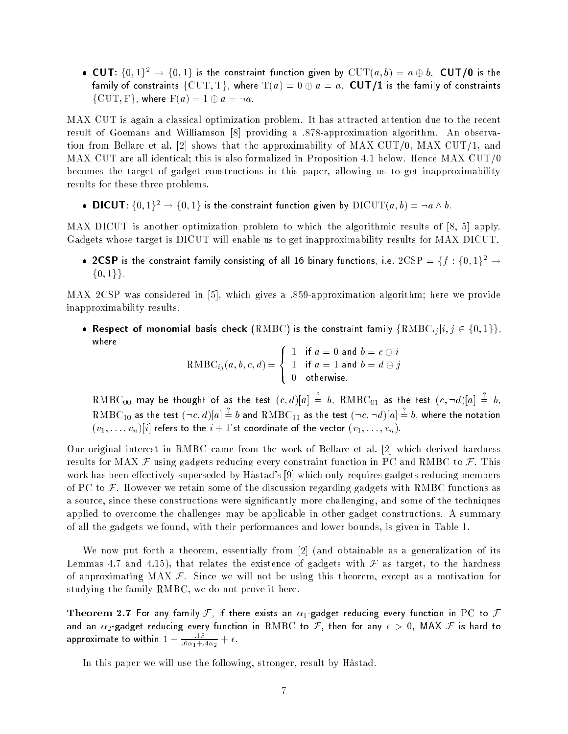- **CUT**: $\{0,1\}^2 \rightarrow \{0,1\}$ is the constraint function given by $\mathrm{CUT}(a,b) = a \oplus b$. **CUT/0** is the family of constraints $\{\mathrm{CUT}, \mathrm{T}\}$, where $\mathrm{T}(a) = 0 \oplus a = a$. **CUT/1** is the family of constraints $\{\mathrm{CUT}, \mathrm{F}\}$, where $\mathrm{F}(a) = 1 \oplus a = \neg a$.

MAX CUT is again a classical optimization problem. It has attracted attention due to the recent result of Goemans and Williamson [8] providing a .878-approximation algorithm. An observation from Bellare et al. [2] shows that the approximability of MAX CUT/0, MAX CUT/1, and MAX CUT are all identical; this is also formalized in Proposition 4.1 below. Hence MAX CUT/0 becomes the target of gadget constructions in this paper, allowing us to get inapproximability results for these three problems.

- **DICUT**: $\{0,1\}^2 \rightarrow \{0,1\}$ is the constraint function given by $\mathrm{DICUT}(a,b) = \neg a \wedge b$.

MAX DICUT is another optimization problem to which the algorithmic results of [8, 5] apply. Gadgets whose target is DICUT will enable us to get inapproximability results for MAX DICUT.

- **2CSP** is the constraint family consisting of all 16 binary functions, i.e. $\mathrm{2CSP} = \{f : \{0,1\}^2 \rightarrow \{0,1\}\}$.

MAX 2CSP was considered in [5], which gives a .859-approximation algorithm; here we provide inapproximability results.

- **Respect of monomial basis check** (RMBC) is the constraint family $\{\mathrm{RMBC}_{ij} | i,j \in \{0,1\}\}$, where

$$\mathrm{RMBC}_{ij}(a,b,c,d) = \begin{cases} 1 & \text{if } a = 0 \text{ and } b = c \oplus i \\ 1 & \text{if } a = 1 \text{ and } b = d \oplus j \\ 0 & \text{otherwise.} \end{cases}$$

$\mathrm{RMBC}_{00}$ may be thought of as the test $(c,d)[a] \stackrel{?}{=} b$, $\mathrm{RMBC}_{01}$ as the test $(c, \neg d)[a] \stackrel{?}{=} b$, $\mathrm{RMBC}_{10}$ as the test $(\neg c, d)[a] \stackrel{?}{=} b$ and $\mathrm{RMBC}_{11}$ as the test $(\neg c, \neg d)[a] \stackrel{?}{=} b$, where the notation $(v_1, \ldots, v_n)[i]$ refers to the $i+1$'st coordinate of the vector $(v_1, \ldots, v_n)$.

Our original interest in RMBC came from the work of Bellare et al. [2] which derived hardness results for MAX $\mathcal{F}$ using gadgets reducing every constraint function in PC and RMBC to $\mathcal{F}$. This work has been effectively superseded by Håstad's [9] which only requires gadgets reducing members of PC to $\mathcal{F}$. However we retain some of the discussion regarding gadgets with RMBC functions as a source, since these constructions were significantly more challenging, and some of the techniques applied to overcome the challenges may be applicable in other gadget constructions. A summary of all the gadgets we found, with their performances and lower bounds, is given in Table 1.

We now put forth a theorem, essentially from [2] (and obtainable as a generalization of its Lemmas 4.7 and 4.15), that relates the existence of gadgets with $\mathcal{F}$ as target, to the hardness of approximating MAX $\mathcal{F}$. Since we will not be using this theorem, except as a motivation for studying the family RMBC, we do not prove it here.

**Theorem 2.7** *For any family $\mathcal{F}$, if there exists an $\alpha_1$-gadget reducing every function in PC to $\mathcal{F}$ and an $\alpha_2$-gadget reducing every function in RMBC to $\mathcal{F}$, then for any $\epsilon > 0$, MAX $\mathcal{F}$ is hard to approximate to within $1 - \frac{.15}{.6\alpha_1 + .4\alpha_2} + \epsilon$.*

In this paper we will use the following, stronger, result by Håstad.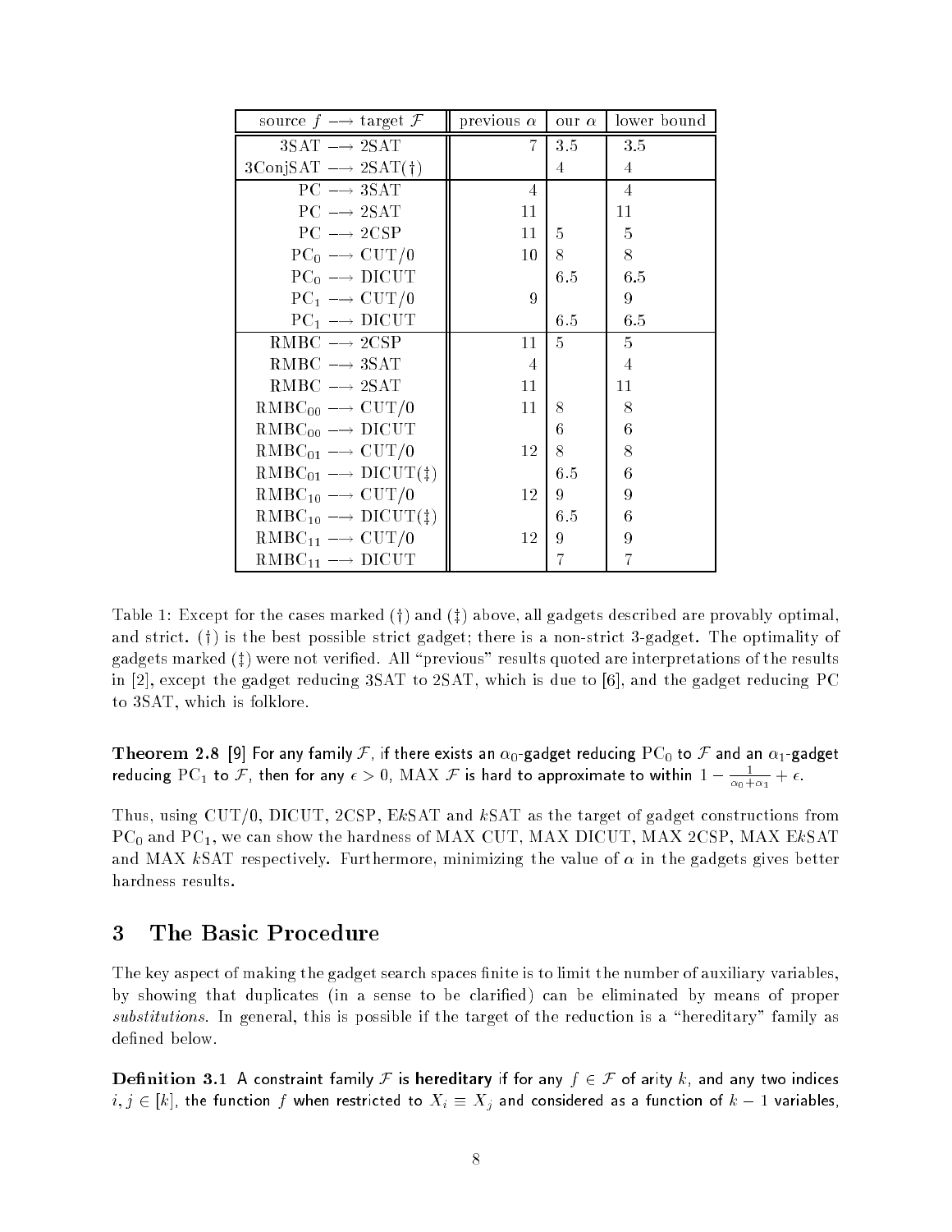| source $f \longrightarrow$ target $\mathcal{F}$ | previous $\alpha$ | our $\alpha$ | lower bound |
|---|---|---|---|
| 3SAT $\longrightarrow$ 2SAT | 7 | 3.5 | 3.5 |
| 3ConjSAT $\longrightarrow$ 2SAT(†) | | 4 | 4 |
| PC $\longrightarrow$ 3SAT | 4 | | 4 |
| PC $\longrightarrow$ 2SAT | 11 | | 11 |
| PC $\longrightarrow$ 2CSP | 11 | 5 | 5 |
| $\text{PC}_0 \longrightarrow$ CUT/0 | 10 | 8 | 8 |
| $\text{PC}_0 \longrightarrow$ DICUT | | 6.5 | 6.5 |
| $\text{PC}_1 \longrightarrow$ CUT/0 | 9 | | 9 |
| $\text{PC}_1 \longrightarrow$ DICUT | | 6.5 | 6.5 |
| RMBC $\longrightarrow$ 2CSP | 11 | 5 | 5 |
| RMBC $\longrightarrow$ 3SAT | 4 | | 4 |
| RMBC $\longrightarrow$ 2SAT | 11 | | 11 |
| $\text{RMBC}_{00} \longrightarrow$ CUT/0 | 11 | 8 | 8 |
| $\text{RMBC}_{00} \longrightarrow$ DICUT | | 6 | 6 |
| $\text{RMBC}_{01} \longrightarrow$ CUT/0 | 12 | 8 | 8 |
| $\text{RMBC}_{01} \longrightarrow$ DICUT(‡) | | 6.5 | 6 |
| $\text{RMBC}_{10} \longrightarrow$ CUT/0 | 12 | 9 | 9 |
| $\text{RMBC}_{10} \longrightarrow$ DICUT(‡) | | 6.5 | 6 |
| $\text{RMBC}_{11} \longrightarrow$ CUT/0 | 12 | 9 | 9 |
| $\text{RMBC}_{11} \longrightarrow$ DICUT | | 7 | 7 |

Table 1: Except for the cases marked (†) and (‡) above, all gadgets described are provably optimal, and strict. (†) is the best possible strict gadget; there is a non-strict 3-gadget. The optimality of gadgets marked (‡) were not verified. All "previous" results quoted are interpretations of the results in [2], except the gadget reducing 3SAT to 2SAT, which is due to [6], and the gadget reducing PC to 3SAT, which is folklore.

**Theorem 2.8** [9] For any family $\mathcal{F}$, if there exists an $\alpha_0$-gadget reducing $\text{PC}_0$ to $\mathcal{F}$ and an $\alpha_1$-gadget reducing $\text{PC}_1$ to $\mathcal{F}$, then for any $\epsilon > 0$, MAX $\mathcal{F}$ is hard to approximate to within $1 - \frac{1}{\alpha_0 + \alpha_1} + \epsilon$.

Thus, using CUT/0, DICUT, 2CSP, E$k$SAT and $k$SAT as the target of gadget constructions from $\text{PC}_0$ and $\text{PC}_1$, we can show the hardness of MAX CUT, MAX DICUT, MAX 2CSP, MAX E$k$SAT and MAX $k$SAT respectively. Furthermore, minimizing the value of $\alpha$ in the gadgets gives better hardness results.

# 3 The Basic Procedure

The key aspect of making the gadget search spaces finite is to limit the number of auxiliary variables, by showing that duplicates (in a sense to be clarified) can be eliminated by means of proper *substitutions*. In general, this is possible if the target of the reduction is a "hereditary" family as defined below.

**Definition 3.1** A constraint family $\mathcal{F}$ is **hereditary** if for any $f \in \mathcal{F}$ of arity $k$, and any two indices $i, j \in [k]$, the function $f$ when restricted to $X_i \equiv X_j$ and considered as a function of $k-1$ variables,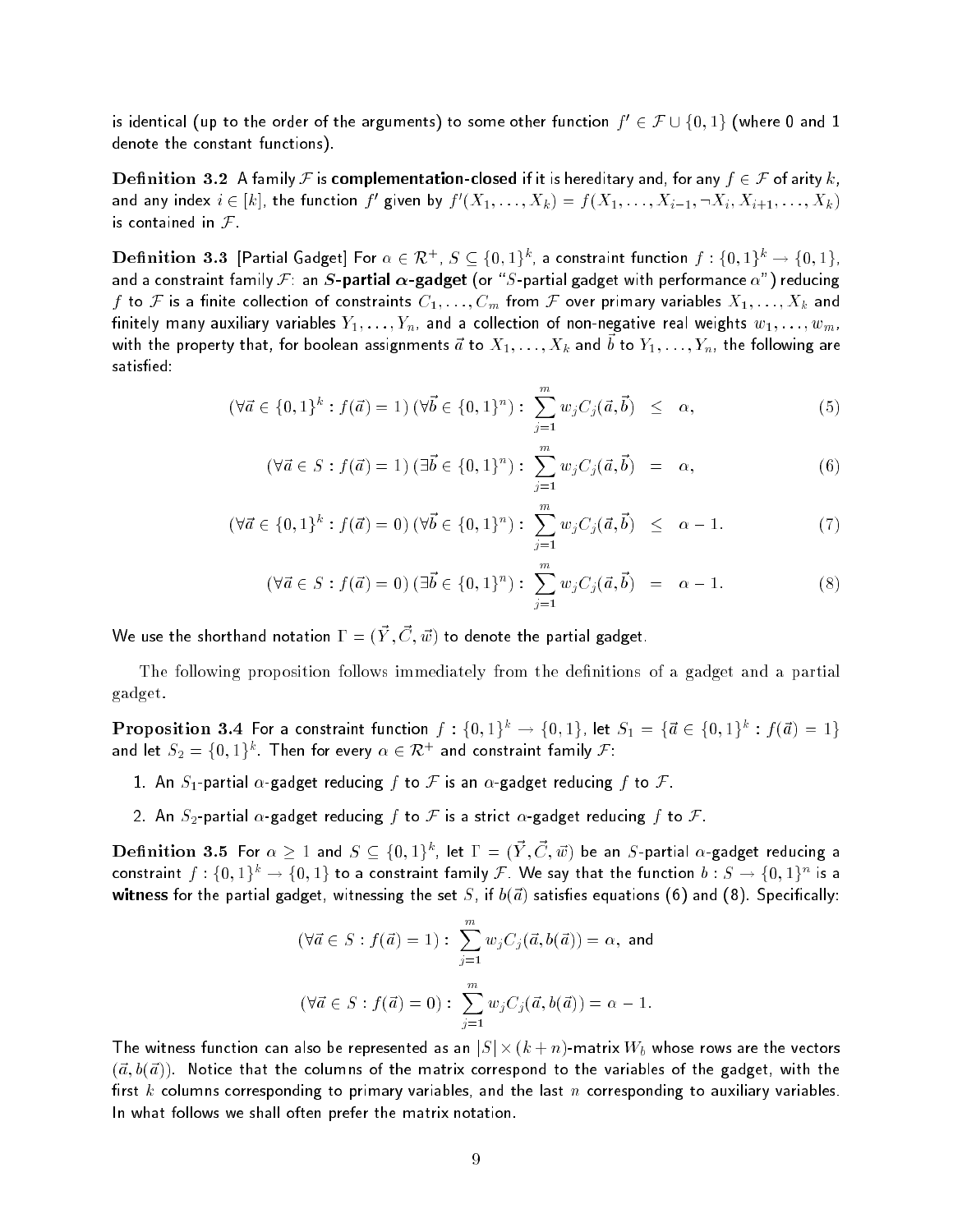is identical (up to the order of the arguments) to some other function $f' \in \mathcal{F} \cup \{0, 1\}$ (where 0 and 1 denote the constant functions).

**Definition 3.2** A family $\mathcal{F}$ is **complementation-closed** if it is hereditary and, for any $f \in \mathcal{F}$ of arity $k$, and any index $i \in [k]$, the function $f'$ given by $f'(X_1, \ldots, X_k) = f(X_1, \ldots, X_{i-1}, \neg X_i, X_{i+1}, \ldots, X_k)$ is contained in $\mathcal{F}$.

**Definition 3.3** [Partial Gadget] For $\alpha \in \mathcal{R}^+$, $S \subseteq \{0,1\}^k$, a constraint function $f : \{0,1\}^k \to \{0,1\}$, and a constraint family $\mathcal{F}$: an ***S*-partial $\alpha$-gadget** (or "$S$-partial gadget with performance $\alpha$") reducing $f$ to $\mathcal{F}$ is a finite collection of constraints $C_1, \ldots, C_m$ from $\mathcal{F}$ over primary variables $X_1, \ldots, X_k$ and finitely many auxiliary variables $Y_1, \ldots, Y_n$, and a collection of non-negative real weights $w_1, \ldots, w_m$, with the property that, for boolean assignments $\vec{a}$ to $X_1, \ldots, X_k$ and $\vec{b}$ to $Y_1, \ldots, Y_n$, the following are satisfied:

$$(\forall \vec{a} \in \{0,1\}^k : f(\vec{a}) = 1)\,(\forall \vec{b} \in \{0,1\}^n) : \sum_{j=1}^{m} w_j C_j(\vec{a}, \vec{b}) \leq \alpha, \tag{5}$$

$$(\forall \vec{a} \in S : f(\vec{a}) = 1)\,(\exists \vec{b} \in \{0,1\}^n) : \sum_{j=1}^{m} w_j C_j(\vec{a}, \vec{b}) = \alpha, \tag{6}$$

$$(\forall \vec{a} \in \{0,1\}^k : f(\vec{a}) = 0)\,(\forall \vec{b} \in \{0,1\}^n) : \sum_{j=1}^{m} w_j C_j(\vec{a}, \vec{b}) \leq \alpha - 1. \tag{7}$$

$$(\forall \vec{a} \in S : f(\vec{a}) = 0)\,(\exists \vec{b} \in \{0,1\}^n) : \sum_{j=1}^{m} w_j C_j(\vec{a}, \vec{b}) = \alpha - 1. \tag{8}$$

We use the shorthand notation $\Gamma = (\vec{Y}, \vec{C}, \vec{w})$ to denote the partial gadget.

The following proposition follows immediately from the definitions of a gadget and a partial gadget.

**Proposition 3.4** For a constraint function $f : \{0,1\}^k \to \{0,1\}$, let $S_1 = \{\vec{a} \in \{0,1\}^k : f(\vec{a}) = 1\}$ and let $S_2 = \{0,1\}^k$. Then for every $\alpha \in \mathcal{R}^+$ and constraint family $\mathcal{F}$:

1. An $S_1$-partial $\alpha$-gadget reducing $f$ to $\mathcal{F}$ is an $\alpha$-gadget reducing $f$ to $\mathcal{F}$.
2. An $S_2$-partial $\alpha$-gadget reducing $f$ to $\mathcal{F}$ is a strict $\alpha$-gadget reducing $f$ to $\mathcal{F}$.

**Definition 3.5** For $\alpha \geq 1$ and $S \subseteq \{0,1\}^k$, let $\Gamma = (\vec{Y}, \vec{C}, \vec{w})$ be an $S$-partial $\alpha$-gadget reducing a constraint $f : \{0,1\}^k \to \{0,1\}$ to a constraint family $\mathcal{F}$. We say that the function $b : S \to \{0,1\}^n$ is a **witness** for the partial gadget, witnessing the set $S$, if $b(\vec{a})$ satisfies equations (6) and (8). Specifically:

$$(\forall \vec{a} \in S : f(\vec{a}) = 1) : \sum_{j=1}^{m} w_j C_j(\vec{a}, b(\vec{a})) = \alpha, \text{ and}$$

$$(\forall \vec{a} \in S : f(\vec{a}) = 0) : \sum_{j=1}^{m} w_j C_j(\vec{a}, b(\vec{a})) = \alpha - 1.$$

The witness function can also be represented as an $|S| \times (k+n)$-matrix $W_b$ whose rows are the vectors $(\vec{a}, b(\vec{a}))$. Notice that the columns of the matrix correspond to the variables of the gadget, with the first $k$ columns corresponding to primary variables, and the last $n$ corresponding to auxiliary variables. In what follows we shall often prefer the matrix notation.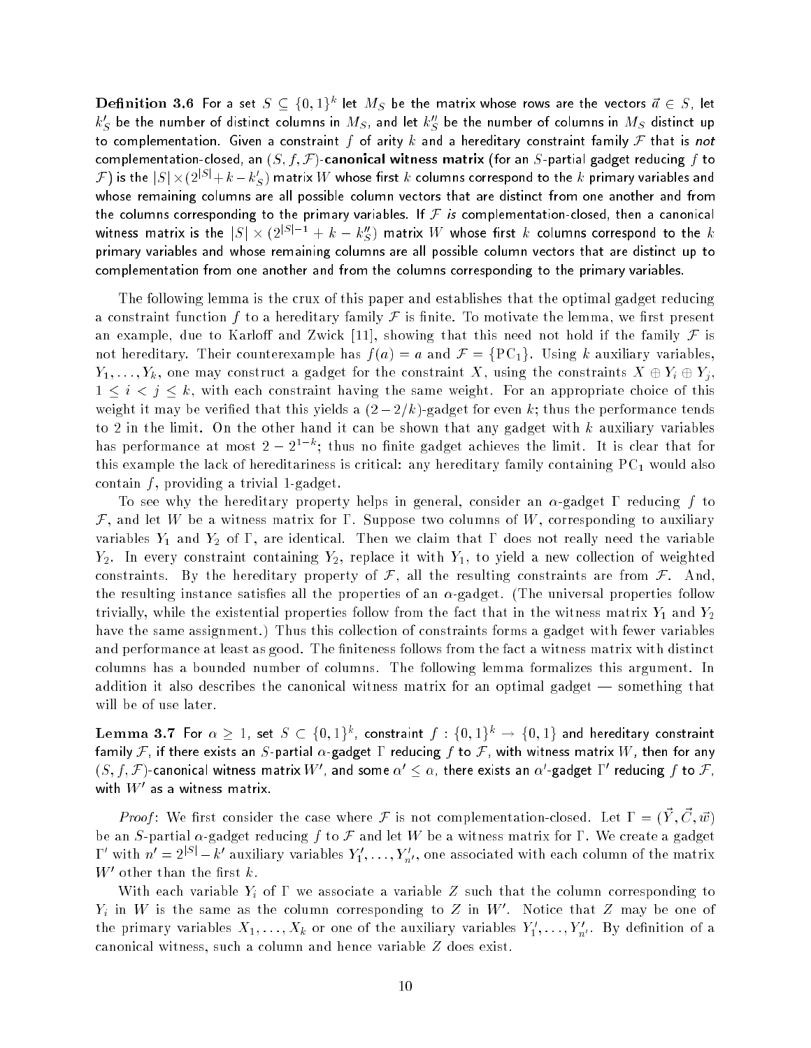**Definition 3.6** For a set $S \subseteq \{0,1\}^k$ let $M_S$ be the matrix whose rows are the vectors $\vec{a} \in S$, let $k'_S$ be the number of distinct columns in $M_S$, and let $k''_S$ be the number of columns in $M_S$ distinct up to complementation. Given a constraint $f$ of arity $k$ and a hereditary constraint family $\mathcal{F}$ that is *not* complementation-closed, an $(S, f, \mathcal{F})$**-canonical witness matrix** (for an $S$-partial gadget reducing $f$ to $\mathcal{F}$) is the $|S| \times (2^{|S|} + k - k'_S)$ matrix $W$ whose first $k$ columns correspond to the $k$ primary variables and whose remaining columns are all possible column vectors that are distinct from one another and from the columns corresponding to the primary variables. If $\mathcal{F}$ *is* complementation-closed, then a canonical witness matrix is the $|S| \times (2^{|S|-1} + k - k''_S)$ matrix $W$ whose first $k$ columns correspond to the $k$ primary variables and whose remaining columns are all possible column vectors that are distinct up to complementation from one another and from the columns corresponding to the primary variables.

The following lemma is the crux of this paper and establishes that the optimal gadget reducing a constraint function $f$ to a hereditary family $\mathcal{F}$ is finite. To motivate the lemma, we first present an example, due to Karloff and Zwick [11], showing that this need not hold if the family $\mathcal{F}$ is not hereditary. Their counterexample has $f(a) = a$ and $\mathcal{F} = \{\mathrm{PC}_1\}$. Using $k$ auxiliary variables, $Y_1, \ldots, Y_k$, one may construct a gadget for the constraint $X$, using the constraints $X \oplus Y_i \oplus Y_j$, $1 \leq i < j \leq k$, with each constraint having the same weight. For an appropriate choice of this weight it may be verified that this yields a $(2 - 2/k)$-gadget for even $k$; thus the performance tends to 2 in the limit. On the other hand it can be shown that any gadget with $k$ auxiliary variables has performance at most $2 - 2^{1-k}$; thus no finite gadget achieves the limit. It is clear that for this example the lack of hereditariness is critical: any hereditary family containing $\mathrm{PC}_1$ would also contain $f$, providing a trivial 1-gadget.

To see why the hereditary property helps in general, consider an $\alpha$-gadget $\Gamma$ reducing $f$ to $\mathcal{F}$, and let $W$ be a witness matrix for $\Gamma$. Suppose two columns of $W$, corresponding to auxiliary variables $Y_1$ and $Y_2$ of $\Gamma$, are identical. Then we claim that $\Gamma$ does not really need the variable $Y_2$. In every constraint containing $Y_2$, replace it with $Y_1$, to yield a new collection of weighted constraints. By the hereditary property of $\mathcal{F}$, all the resulting constraints are from $\mathcal{F}$. And, the resulting instance satisfies all the properties of an $\alpha$-gadget. (The universal properties follow trivially, while the existential properties follow from the fact that in the witness matrix $Y_1$ and $Y_2$ have the same assignment.) Thus this collection of constraints forms a gadget with fewer variables and performance at least as good. The finiteness follows from the fact a witness matrix with distinct columns has a bounded number of columns. The following lemma formalizes this argument. In addition it also describes the canonical witness matrix for an optimal gadget — something that will be of use later.

**Lemma 3.7** For $\alpha \geq 1$, set $S \subset \{0,1\}^k$, constraint $f : \{0,1\}^k \to \{0,1\}$ and hereditary constraint family $\mathcal{F}$, if there exists an $S$-partial $\alpha$-gadget $\Gamma$ reducing $f$ to $\mathcal{F}$, with witness matrix $W$, then for any $(S, f, \mathcal{F})$-canonical witness matrix $W'$, and some $\alpha' \leq \alpha$, there exists an $\alpha'$-gadget $\Gamma'$ reducing $f$ to $\mathcal{F}$, with $W'$ as a witness matrix.

*Proof*: We first consider the case where $\mathcal{F}$ is not complementation-closed. Let $\Gamma = (\vec{Y}, \vec{C}, \vec{w})$ be an $S$-partial $\alpha$-gadget reducing $f$ to $\mathcal{F}$ and let $W$ be a witness matrix for $\Gamma$. We create a gadget $\Gamma'$ with $n' = 2^{|S|} - k'$ auxiliary variables $Y'_1, \ldots, Y'_{n'}$, one associated with each column of the matrix $W'$ other than the first $k$.

With each variable $Y_i$ of $\Gamma$ we associate a variable $Z$ such that the column corresponding to $Y_i$ in $W$ is the same as the column corresponding to $Z$ in $W'$. Notice that $Z$ may be one of the primary variables $X_1, \ldots, X_k$ or one of the auxiliary variables $Y'_1, \ldots, Y'_{n'}$. By definition of a canonical witness, such a column and hence variable $Z$ does exist.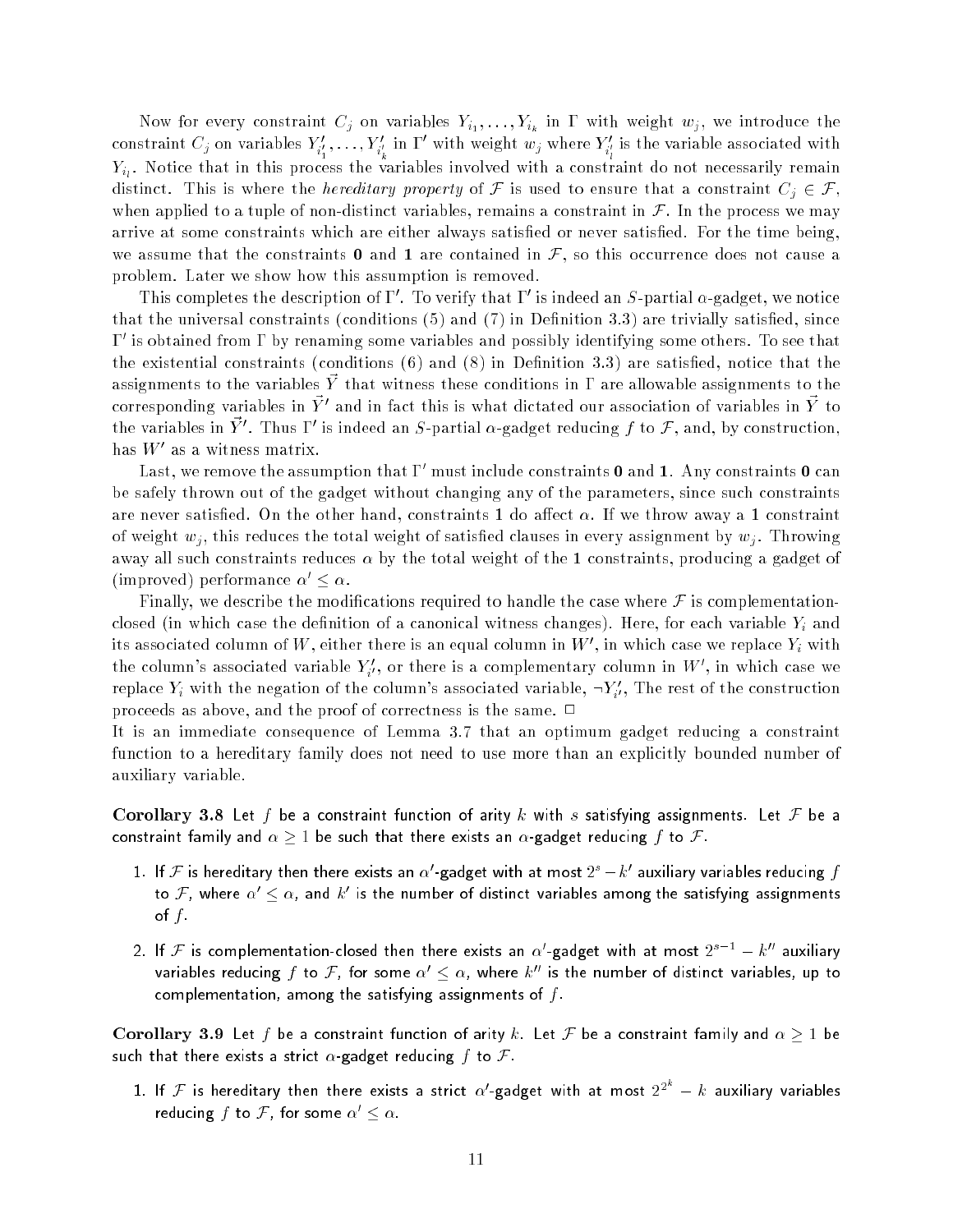Now for every constraint $C_j$ on variables $Y_{i_1}, \ldots, Y_{i_k}$ in $\Gamma$ with weight $w_j$, we introduce the constraint $C_j$ on variables $Y'_{i'_1}, \ldots, Y'_{i'_k}$ in $\Gamma'$ with weight $w_j$ where $Y'_{i'_l}$ is the variable associated with $Y_{i_l}$. Notice that in this process the variables involved with a constraint do not necessarily remain distinct. This is where the *hereditary property* of $\mathcal{F}$ is used to ensure that a constraint $C_j \in \mathcal{F}$, when applied to a tuple of non-distinct variables, remains a constraint in $\mathcal{F}$. In the process we may arrive at some constraints which are either always satisfied or never satisfied. For the time being, we assume that the constraints **0** and **1** are contained in $\mathcal{F}$, so this occurrence does not cause a problem. Later we show how this assumption is removed.

This completes the description of $\Gamma'$. To verify that $\Gamma'$ is indeed an $S$-partial $\alpha$-gadget, we notice that the universal constraints (conditions (5) and (7) in Definition 3.3) are trivially satisfied, since $\Gamma'$ is obtained from $\Gamma$ by renaming some variables and possibly identifying some others. To see that the existential constraints (conditions (6) and (8) in Definition 3.3) are satisfied, notice that the assignments to the variables $\vec{Y}$ that witness these conditions in $\Gamma$ are allowable assignments to the corresponding variables in $\vec{Y}'$ and in fact this is what dictated our association of variables in $\vec{Y}$ to the variables in $\vec{Y}'$. Thus $\Gamma'$ is indeed an $S$-partial $\alpha$-gadget reducing $f$ to $\mathcal{F}$, and, by construction, has $W'$ as a witness matrix.

Last, we remove the assumption that $\Gamma'$ must include constraints **0** and **1**. Any constraints **0** can be safely thrown out of the gadget without changing any of the parameters, since such constraints are never satisfied. On the other hand, constraints **1** do affect $\alpha$. If we throw away a **1** constraint of weight $w_j$, this reduces the total weight of satisfied clauses in every assignment by $w_j$. Throwing away all such constraints reduces $\alpha$ by the total weight of the **1** constraints, producing a gadget of (improved) performance $\alpha' \leq \alpha$.

Finally, we describe the modifications required to handle the case where $\mathcal{F}$ is complementation-closed (in which case the definition of a canonical witness changes). Here, for each variable $Y_i$ and its associated column of $W$, either there is an equal column in $W'$, in which case we replace $Y_i$ with the column's associated variable $Y'_{i'}$, or there is a complementary column in $W'$, in which case we replace $Y_i$ with the negation of the column's associated variable, $\neg Y'_{i'}$, The rest of the construction proceeds as above, and the proof of correctness is the same. $\Box$

It is an immediate consequence of Lemma 3.7 that an optimum gadget reducing a constraint function to a hereditary family does not need to use more than an explicitly bounded number of auxiliary variable.

**Corollary 3.8** Let $f$ be a constraint function of arity $k$ with $s$ satisfying assignments. Let $\mathcal{F}$ be a constraint family and $\alpha \geq 1$ be such that there exists an $\alpha$-gadget reducing $f$ to $\mathcal{F}$.

1. If $\mathcal{F}$ is hereditary then there exists an $\alpha'$-gadget with at most $2^s - k'$ auxiliary variables reducing $f$ to $\mathcal{F}$, where $\alpha' \leq \alpha$, and $k'$ is the number of distinct variables among the satisfying assignments of $f$.

2. If $\mathcal{F}$ is complementation-closed then there exists an $\alpha'$-gadget with at most $2^{s-1} - k''$ auxiliary variables reducing $f$ to $\mathcal{F}$, for some $\alpha' \leq \alpha$, where $k''$ is the number of distinct variables, up to complementation, among the satisfying assignments of $f$.

**Corollary 3.9** Let $f$ be a constraint function of arity $k$. Let $\mathcal{F}$ be a constraint family and $\alpha \geq 1$ be such that there exists a strict $\alpha$-gadget reducing $f$ to $\mathcal{F}$.

1. If $\mathcal{F}$ is hereditary then there exists a strict $\alpha'$-gadget with at most $2^{2^k} - k$ auxiliary variables reducing $f$ to $\mathcal{F}$, for some $\alpha' \leq \alpha$.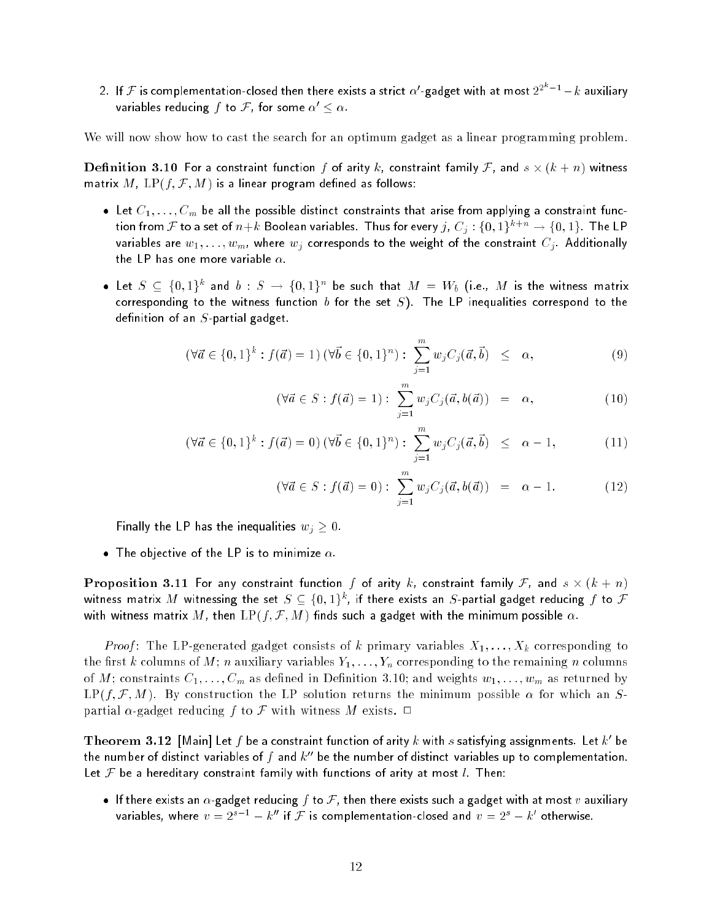2. If $\mathcal{F}$ is complementation-closed then there exists a strict $\alpha'$-gadget with at most $2^{2^k-1}-k$ auxiliary variables reducing $f$ to $\mathcal{F}$, for some $\alpha' \leq \alpha$.

We will now show how to cast the search for an optimum gadget as a linear programming problem.

**Definition 3.10** For a constraint function $f$ of arity $k$, constraint family $\mathcal{F}$, and $s \times (k+n)$ witness matrix $M$, $\mathrm{LP}(f, \mathcal{F}, M)$ is a linear program defined as follows:

- Let $C_1, \ldots, C_m$ be all the possible distinct constraints that arise from applying a constraint function from $\mathcal{F}$ to a set of $n+k$ Boolean variables. Thus for every $j$, $C_j : \{0,1\}^{k+n} \to \{0,1\}$. The LP variables are $w_1, \ldots, w_m$, where $w_j$ corresponds to the weight of the constraint $C_j$. Additionally the LP has one more variable $\alpha$.
- Let $S \subseteq \{0,1\}^k$ and $b : S \to \{0,1\}^n$ be such that $M = W_b$ (i.e., $M$ is the witness matrix corresponding to the witness function $b$ for the set $S$). The LP inequalities correspond to the definition of an $S$-partial gadget.

$$(\forall \vec{a} \in \{0,1\}^k : f(\vec{a}) = 1)\,(\forall \vec{b} \in \{0,1\}^n) : \sum_{j=1}^{m} w_j C_j(\vec{a}, \vec{b}) \quad \leq \quad \alpha, \tag{9}$$

$$(\forall \vec{a} \in S : f(\vec{a}) = 1) : \sum_{j=1}^{m} w_j C_j(\vec{a}, b(\vec{a})) \quad = \quad \alpha, \tag{10}$$

$$(\forall \vec{a} \in \{0,1\}^k : f(\vec{a}) = 0)\,(\forall \vec{b} \in \{0,1\}^n) : \sum_{j=1}^{m} w_j C_j(\vec{a}, \vec{b}) \quad \leq \quad \alpha - 1, \tag{11}$$

$$(\forall \vec{a} \in S : f(\vec{a}) = 0) : \sum_{j=1}^{m} w_j C_j(\vec{a}, b(\vec{a})) \quad = \quad \alpha - 1. \tag{12}$$

Finally the LP has the inequalities $w_j \geq 0$.

- The objective of the LP is to minimize $\alpha$.

**Proposition 3.11** For any constraint function $f$ of arity $k$, constraint family $\mathcal{F}$, and $s \times (k+n)$ witness matrix $M$ witnessing the set $S \subseteq \{0,1\}^k$, if there exists an $S$-partial gadget reducing $f$ to $\mathcal{F}$ with witness matrix $M$, then $\mathrm{LP}(f, \mathcal{F}, M)$ finds such a gadget with the minimum possible $\alpha$.

*Proof*: The LP-generated gadget consists of $k$ primary variables $X_1, \ldots, X_k$ corresponding to the first $k$ columns of $M$; $n$ auxiliary variables $Y_1, \ldots, Y_n$ corresponding to the remaining $n$ columns of $M$; constraints $C_1, \ldots, C_m$ as defined in Definition 3.10; and weights $w_1, \ldots, w_m$ as returned by $\mathrm{LP}(f, \mathcal{F}, M)$. By construction the LP solution returns the minimum possible $\alpha$ for which an $S$-partial $\alpha$-gadget reducing $f$ to $\mathcal{F}$ with witness $M$ exists. $\Box$

**Theorem 3.12** [Main] Let $f$ be a constraint function of arity $k$ with $s$ satisfying assignments. Let $k'$ be the number of distinct variables of $f$ and $k''$ be the number of distinct variables up to complementation. Let $\mathcal{F}$ be a hereditary constraint family with functions of arity at most $l$. Then:

- If there exists an $\alpha$-gadget reducing $f$ to $\mathcal{F}$, then there exists such a gadget with at most $v$ auxiliary variables, where $v = 2^{s-1} - k''$ if $\mathcal{F}$ is complementation-closed and $v = 2^s - k'$ otherwise.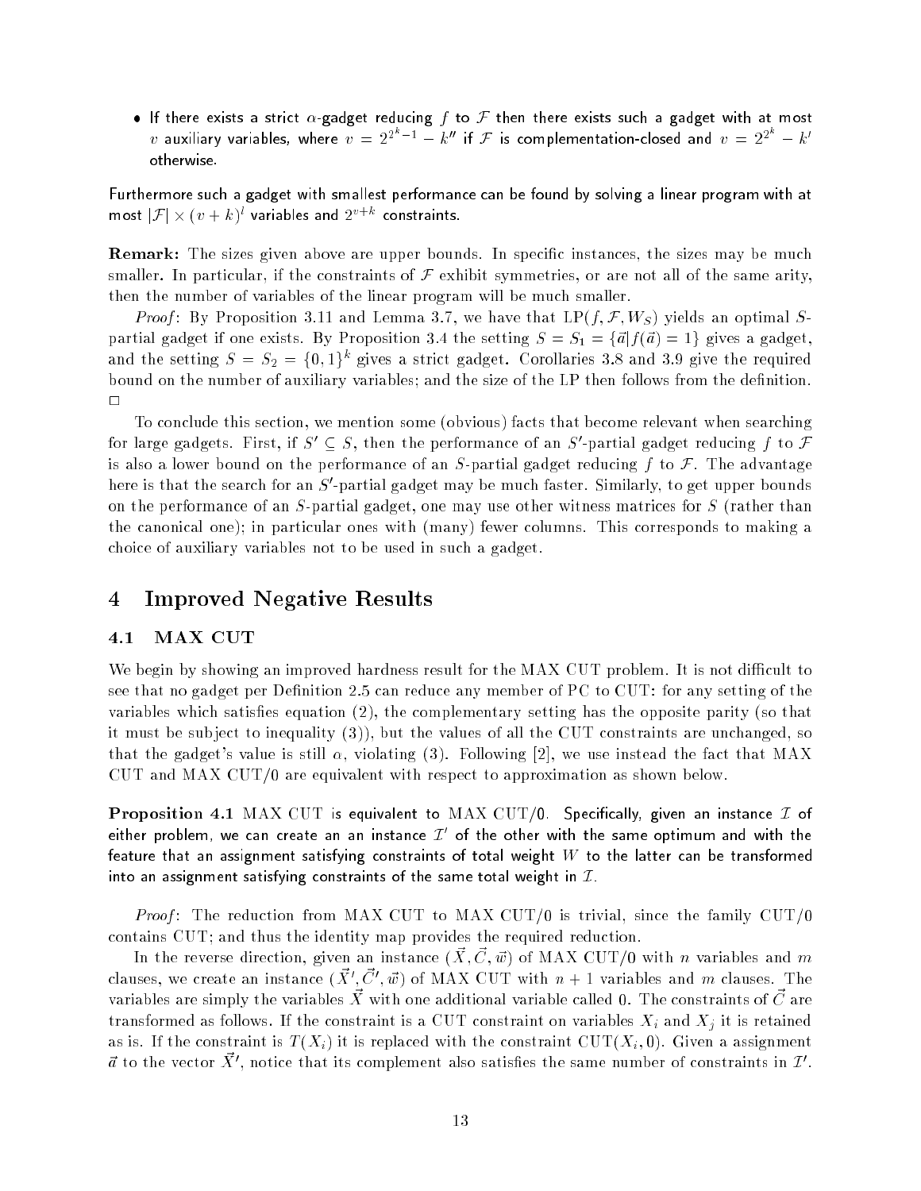- If there exists a strict $\alpha$-gadget reducing $f$ to $\mathcal{F}$ then there exists such a gadget with at most $v$ auxiliary variables, where $v = 2^{2^k-1} - k''$ if $\mathcal{F}$ is complementation-closed and $v = 2^{2^k} - k'$ otherwise.

Furthermore such a gadget with smallest performance can be found by solving a linear program with at most $|\mathcal{F}| \times (v+k)^l$ variables and $2^{v+k}$ constraints.

**Remark:** The sizes given above are upper bounds. In specific instances, the sizes may be much smaller. In particular, if the constraints of $\mathcal{F}$ exhibit symmetries, or are not all of the same arity, then the number of variables of the linear program will be much smaller.

*Proof*: By Proposition 3.11 and Lemma 3.7, we have that $\mathrm{LP}(f, \mathcal{F}, W_S)$ yields an optimal $S$-partial gadget if one exists. By Proposition 3.4 the setting $S = S_1 = \{\vec{a} | f(\vec{a}) = 1\}$ gives a gadget, and the setting $S = S_2 = \{0,1\}^k$ gives a strict gadget. Corollaries 3.8 and 3.9 give the required bound on the number of auxiliary variables; and the size of the LP then follows from the definition. $\square$

To conclude this section, we mention some (obvious) facts that become relevant when searching for large gadgets. First, if $S' \subseteq S$, then the performance of an $S'$-partial gadget reducing $f$ to $\mathcal{F}$ is also a lower bound on the performance of an $S$-partial gadget reducing $f$ to $\mathcal{F}$. The advantage here is that the search for an $S'$-partial gadget may be much faster. Similarly, to get upper bounds on the performance of an $S$-partial gadget, one may use other witness matrices for $S$ (rather than the canonical one); in particular ones with (many) fewer columns. This corresponds to making a choice of auxiliary variables not to be used in such a gadget.

# 4 Improved Negative Results

## 4.1 MAX CUT

We begin by showing an improved hardness result for the MAX CUT problem. It is not difficult to see that no gadget per Definition 2.5 can reduce any member of PC to CUT: for any setting of the variables which satisfies equation (2), the complementary setting has the opposite parity (so that it must be subject to inequality (3)), but the values of all the CUT constraints are unchanged, so that the gadget's value is still $\alpha$, violating (3). Following [2], we use instead the fact that MAX CUT and MAX CUT/0 are equivalent with respect to approximation as shown below.

**Proposition 4.1** MAX CUT is equivalent to MAX CUT/0. Specifically, given an instance $\mathcal{I}$ of either problem, we can create an an instance $\mathcal{I}'$ of the other with the same optimum and with the feature that an assignment satisfying constraints of total weight $W$ to the latter can be transformed into an assignment satisfying constraints of the same total weight in $\mathcal{I}$.

*Proof*: The reduction from MAX CUT to MAX CUT/0 is trivial, since the family CUT/0 contains CUT; and thus the identity map provides the required reduction.

In the reverse direction, given an instance $(\vec{X}, \vec{C}, \vec{w})$ of MAX CUT/0 with $n$ variables and $m$ clauses, we create an instance $(\vec{X}', \vec{C}', \vec{w})$ of MAX CUT with $n+1$ variables and $m$ clauses. The variables are simply the variables $\vec{X}$ with one additional variable called 0. The constraints of $\vec{C}$ are transformed as follows. If the constraint is a CUT constraint on variables $X_i$ and $X_j$ it is retained as is. If the constraint is $T(X_i)$ it is replaced with the constraint $\mathrm{CUT}(X_i, 0)$. Given a assignment $\vec{a}$ to the vector $\vec{X}'$, notice that its complement also satisfies the same number of constraints in $\mathcal{I}'$.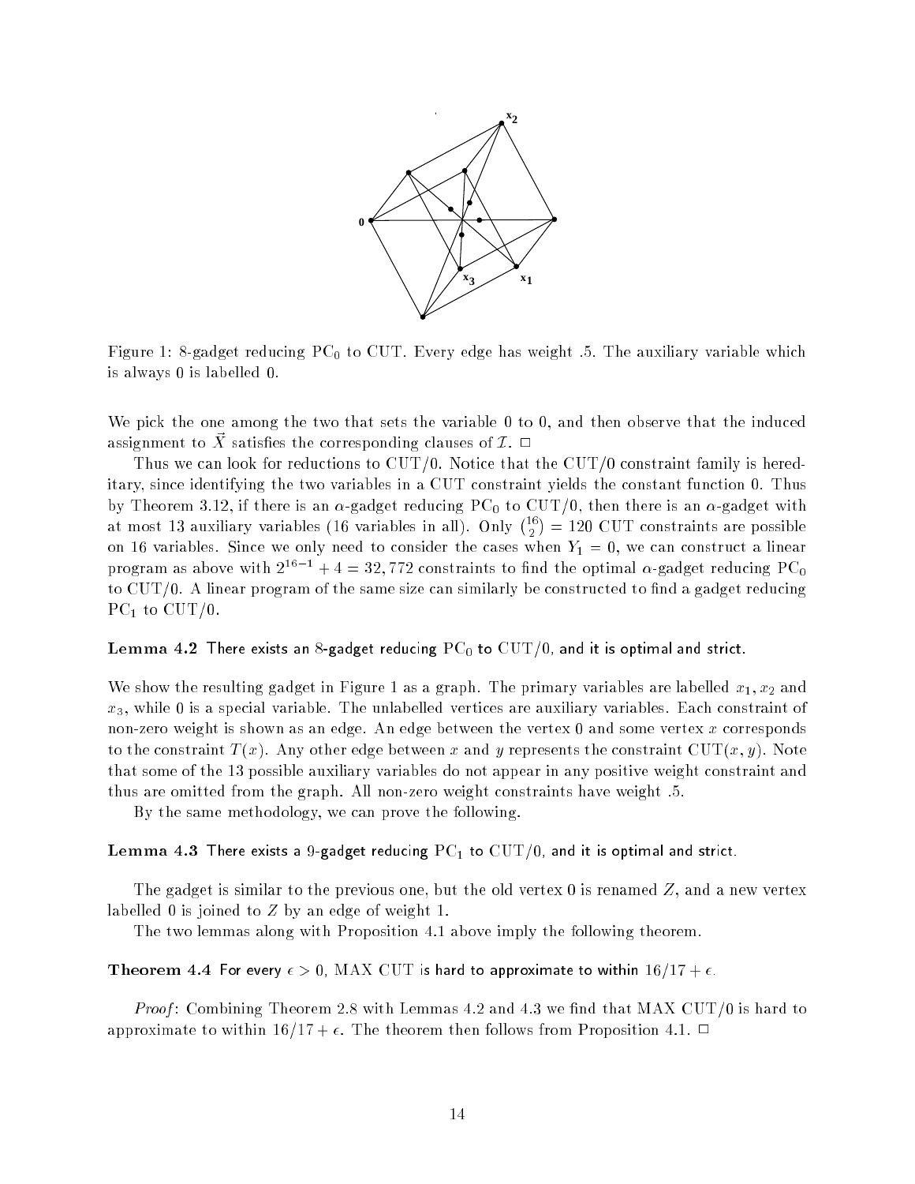Figure 1: 8-gadget reducing $\mathrm{PC}_0$ to CUT. Every edge has weight .5. The auxiliary variable which is always 0 is labelled 0.

We pick the one among the two that sets the variable 0 to 0, and then observe that the induced assignment to $\vec{X}$ satisfies the corresponding clauses of $\mathcal{I}$. □

Thus we can look for reductions to CUT/0. Notice that the CUT/0 constraint family is hereditary, since identifying the two variables in a CUT constraint yields the constant function 0. Thus by Theorem 3.12, if there is an $\alpha$-gadget reducing $\mathrm{PC}_0$ to CUT/0, then there is an $\alpha$-gadget with at most 13 auxiliary variables (16 variables in all). Only $\binom{16}{2} = 120$ CUT constraints are possible on 16 variables. Since we only need to consider the cases when $Y_1 = 0$, we can construct a linear program as above with $2^{16-1} + 4 = 32,772$ constraints to find the optimal $\alpha$-gadget reducing $\mathrm{PC}_0$ to CUT/0. A linear program of the same size can similarly be constructed to find a gadget reducing $\mathrm{PC}_1$ to CUT/0.

**Lemma 4.2** There exists an 8-gadget reducing $\mathrm{PC}_0$ to CUT/0, and it is optimal and strict.

We show the resulting gadget in Figure 1 as a graph. The primary variables are labelled $x_1$, $x_2$ and $x_3$, while 0 is a special variable. The unlabelled vertices are auxiliary variables. Each constraint of non-zero weight is shown as an edge. An edge between the vertex 0 and some vertex $x$ corresponds to the constraint $T(x)$. Any other edge between $x$ and $y$ represents the constraint $\mathrm{CUT}(x, y)$. Note that some of the 13 possible auxiliary variables do not appear in any positive weight constraint and thus are omitted from the graph. All non-zero weight constraints have weight .5.

By the same methodology, we can prove the following.

**Lemma 4.3** There exists a 9-gadget reducing $\mathrm{PC}_1$ to CUT/0, and it is optimal and strict.

The gadget is similar to the previous one, but the old vertex 0 is renamed $Z$, and a new vertex labelled 0 is joined to $Z$ by an edge of weight 1.

The two lemmas along with Proposition 4.1 above imply the following theorem.

**Theorem 4.4** For every $\epsilon > 0$, MAX CUT is hard to approximate to within $16/17 + \epsilon$.

*Proof*: Combining Theorem 2.8 with Lemmas 4.2 and 4.3 we find that MAX CUT/0 is hard to approximate to within $16/17 + \epsilon$. The theorem then follows from Proposition 4.1. □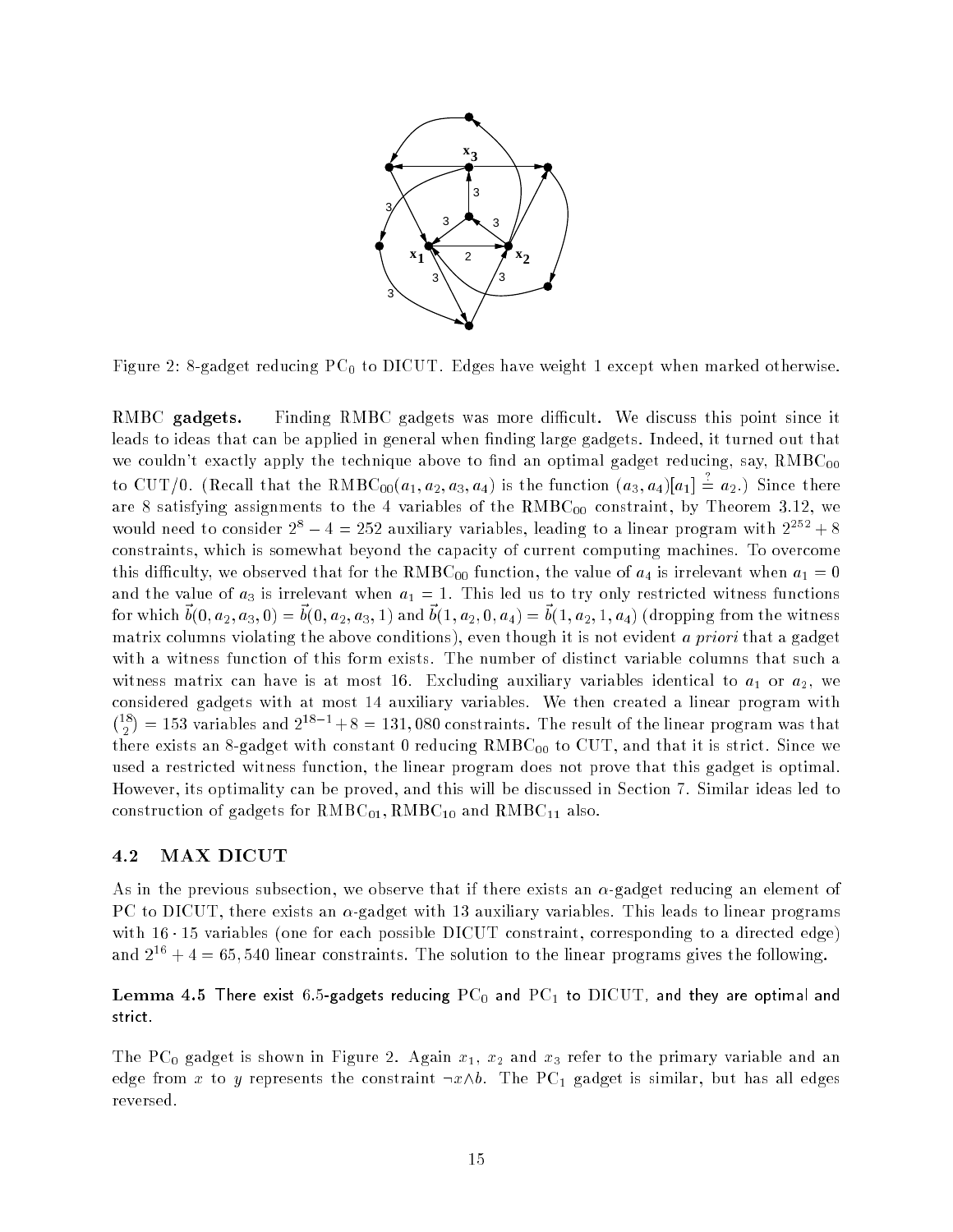Figure 2: 8-gadget reducing $\mathrm{PC}_0$ to DICUT. Edges have weight 1 except when marked otherwise.

**RMBC gadgets.** Finding RMBC gadgets was more difficult. We discuss this point since it leads to ideas that can be applied in general when finding large gadgets. Indeed, it turned out that we couldn't exactly apply the technique above to find an optimal gadget reducing, say, $\mathrm{RMBC}_{00}$ to CUT/0. (Recall that the $\mathrm{RMBC}_{00}(a_1, a_2, a_3, a_4)$ is the function $(a_3, a_4)[a_1] \stackrel{?}{=} a_2$.) Since there are 8 satisfying assignments to the 4 variables of the $\mathrm{RMBC}_{00}$ constraint, by Theorem 3.12, we would need to consider $2^8 - 4 = 252$ auxiliary variables, leading to a linear program with $2^{252} + 8$ constraints, which is somewhat beyond the capacity of current computing machines. To overcome this difficulty, we observed that for the $\mathrm{RMBC}_{00}$ function, the value of $a_4$ is irrelevant when $a_1 = 0$ and the value of $a_3$ is irrelevant when $a_1 = 1$. This led us to try only restricted witness functions for which $\vec{b}(0, a_2, a_3, 0) = \vec{b}(0, a_2, a_3, 1)$ and $\vec{b}(1, a_2, 0, a_4) = \vec{b}(1, a_2, 1, a_4)$ (dropping from the witness matrix columns violating the above conditions), even though it is not evident *a priori* that a gadget with a witness function of this form exists. The number of distinct variable columns that such a witness matrix can have is at most 16. Excluding auxiliary variables identical to $a_1$ or $a_2$, we considered gadgets with at most 14 auxiliary variables. We then created a linear program with $\binom{18}{2} = 153$ variables and $2^{18-1} + 8 = 131,080$ constraints. The result of the linear program was that there exists an 8-gadget with constant 0 reducing $\mathrm{RMBC}_{00}$ to CUT, and that it is strict. Since we used a restricted witness function, the linear program does not prove that this gadget is optimal. However, its optimality can be proved, and this will be discussed in Section 7. Similar ideas led to construction of gadgets for $\mathrm{RMBC}_{01}$, $\mathrm{RMBC}_{10}$ and $\mathrm{RMBC}_{11}$ also.

## 4.2 MAX DICUT

As in the previous subsection, we observe that if there exists an $\alpha$-gadget reducing an element of PC to DICUT, there exists an $\alpha$-gadget with 13 auxiliary variables. This leads to linear programs with $16 \cdot 15$ variables (one for each possible DICUT constraint, corresponding to a directed edge) and $2^{16} + 4 = 65,540$ linear constraints. The solution to the linear programs gives the following.

**Lemma 4.5** There exist 6.5-gadgets reducing $\mathrm{PC}_0$ and $\mathrm{PC}_1$ to DICUT, and they are optimal and strict.

The $\mathrm{PC}_0$ gadget is shown in Figure 2. Again $x_1$, $x_2$ and $x_3$ refer to the primary variable and an edge from $x$ to $y$ represents the constraint $\neg x \wedge b$. The $\mathrm{PC}_1$ gadget is similar, but has all edges reversed.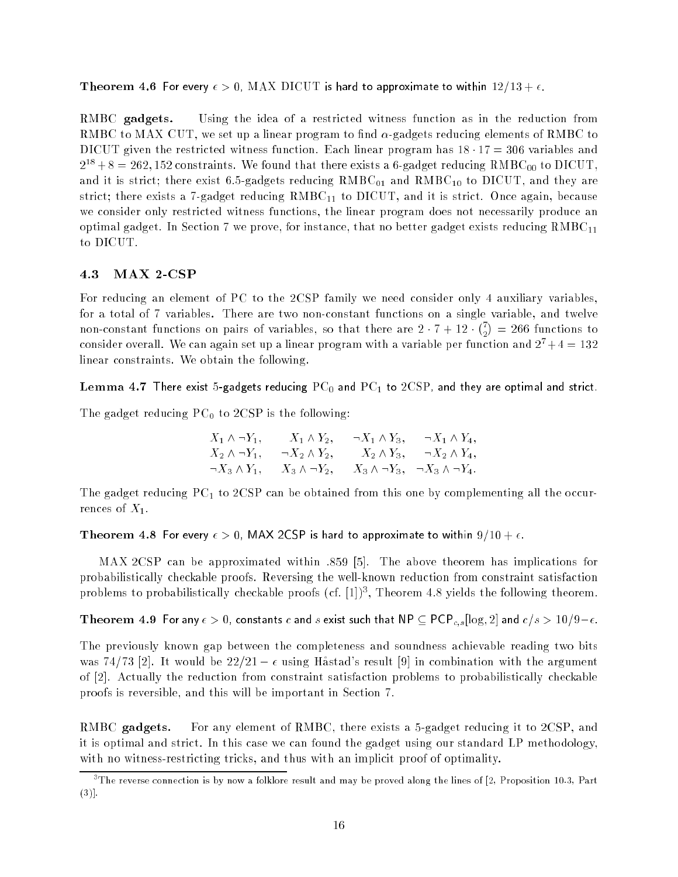**Theorem 4.6** For every $\epsilon > 0$, MAX DICUT is hard to approximate to within $12/13 + \epsilon$.

RMBC **gadgets.** Using the idea of a restricted witness function as in the reduction from RMBC to MAX CUT, we set up a linear program to find $\alpha$-gadgets reducing elements of RMBC to DICUT given the restricted witness function. Each linear program has $18 \cdot 17 = 306$ variables and $2^{18} + 8 = 262,152$ constraints. We found that there exists a 6-gadget reducing $\text{RMBC}_{00}$ to DICUT, and it is strict; there exist 6.5-gadgets reducing $\text{RMBC}_{01}$ and $\text{RMBC}_{10}$ to DICUT, and they are strict; there exists a 7-gadget reducing $\text{RMBC}_{11}$ to DICUT, and it is strict. Once again, because we consider only restricted witness functions, the linear program does not necessarily produce an optimal gadget. In Section 7 we prove, for instance, that no better gadget exists reducing $\text{RMBC}_{11}$ to DICUT.

### 4.3 MAX 2-CSP

For reducing an element of PC to the 2CSP family we need consider only 4 auxiliary variables, for a total of 7 variables. There are two non-constant functions on a single variable, and twelve non-constant functions on pairs of variables, so that there are $2 \cdot 7 + 12 \cdot \binom{7}{2} = 266$ functions to consider overall. We can again set up a linear program with a variable per function and $2^7 + 4 = 132$ linear constraints. We obtain the following.

**Lemma 4.7** There exist 5-gadgets reducing $\text{PC}_0$ and $\text{PC}_1$ to 2CSP, and they are optimal and strict.

The gadget reducing $\text{PC}_0$ to 2CSP is the following:

$$
\begin{array}{llll}
X_1 \wedge \neg Y_1, & X_1 \wedge Y_2, & \neg X_1 \wedge Y_3, & \neg X_1 \wedge Y_4, \\
X_2 \wedge \neg Y_1, & \neg X_2 \wedge Y_2, & X_2 \wedge Y_3, & \neg X_2 \wedge Y_4, \\
\neg X_3 \wedge Y_1, & X_3 \wedge \neg Y_2, & X_3 \wedge \neg Y_3, & \neg X_3 \wedge \neg Y_4.
\end{array}
$$

The gadget reducing $\text{PC}_1$ to 2CSP can be obtained from this one by complementing all the occurrences of $X_1$.

**Theorem 4.8** For every $\epsilon > 0$, MAX 2CSP is hard to approximate to within $9/10 + \epsilon$.

MAX 2CSP can be approximated within .859 [5]. The above theorem has implications for probabilistically checkable proofs. Reversing the well-known reduction from constraint satisfaction problems to probabilistically checkable proofs (cf. [1])[3], Theorem 4.8 yields the following theorem.

**Theorem 4.9** For any $\epsilon > 0$, constants $c$ and $s$ exist such that $\text{NP} \subseteq \text{PCP}_{c,s}[\log, 2]$ and $c/s > 10/9 - \epsilon$.

The previously known gap between the completeness and soundness achievable reading two bits was 74/73 [2]. It would be $22/21 - \epsilon$ using Håstad's result [9] in combination with the argument of [2]. Actually the reduction from constraint satisfaction problems to probabilistically checkable proofs is reversible, and this will be important in Section 7.

RMBC **gadgets.** For any element of RMBC, there exists a 5-gadget reducing it to 2CSP, and it is optimal and strict. In this case we can found the gadget using our standard LP methodology, with no witness-restricting tricks, and thus with an implicit proof of optimality.

[3] The reverse connection is by now a folklore result and may be proved along the lines of [2, Proposition 10.3, Part (3)].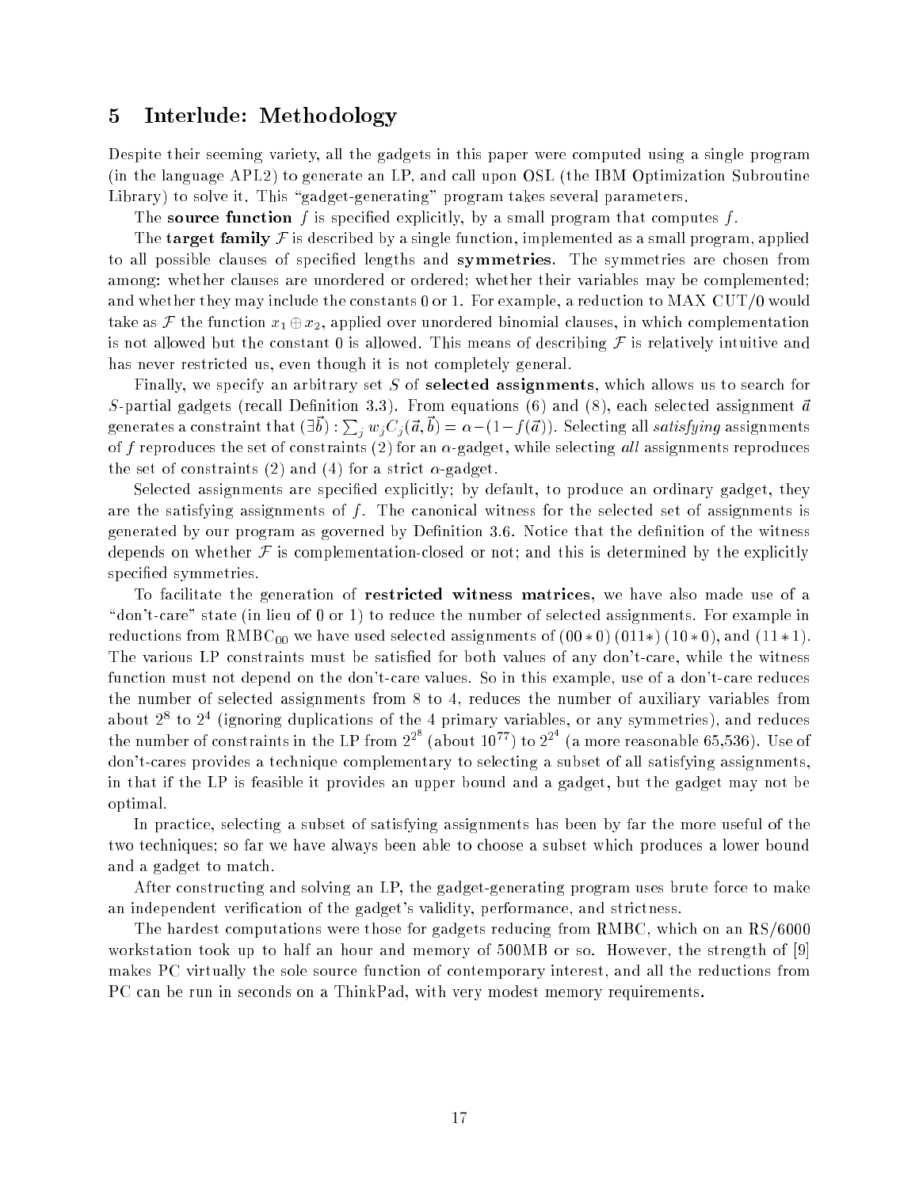## 5 Interlude: Methodology

Despite their seeming variety, all the gadgets in this paper were computed using a single program (in the language APL2) to generate an LP, and call upon OSL (the IBM Optimization Subroutine Library) to solve it. This "gadget-generating" program takes several parameters.

The **source function** $f$ is specified explicitly, by a small program that computes $f$.

The **target family** $\mathcal{F}$ is described by a single function, implemented as a small program, applied to all possible clauses of specified lengths and **symmetries.** The symmetries are chosen from among: whether clauses are unordered or ordered; whether their variables may be complemented; and whether they may include the constants 0 or 1. For example, a reduction to MAX CUT/0 would take as $\mathcal{F}$ the function $x_1 \oplus x_2$, applied over unordered binomial clauses, in which complementation is not allowed but the constant 0 is allowed. This means of describing $\mathcal{F}$ is relatively intuitive and has never restricted us, even though it is not completely general.

Finally, we specify an arbitrary set $S$ of **selected assignments**, which allows us to search for $S$-partial gadgets (recall Definition 3.3). From equations (6) and (8), each selected assignment $\vec{a}$ generates a constraint that $(\exists \vec{b}) : \sum_j w_j C_j(\vec{a}, \vec{b}) = \alpha - (1 - f(\vec{a}))$. Selecting all *satisfying* assignments of $f$ reproduces the set of constraints (2) for an $\alpha$-gadget, while selecting *all* assignments reproduces the set of constraints (2) and (4) for a strict $\alpha$-gadget.

Selected assignments are specified explicitly; by default, to produce an ordinary gadget, they are the satisfying assignments of $f$. The canonical witness for the selected set of assignments is generated by our program as governed by Definition 3.6. Notice that the definition of the witness depends on whether $\mathcal{F}$ is complementation-closed or not; and this is determined by the explicitly specified symmetries.

To facilitate the generation of **restricted witness matrices**, we have also made use of a "don't-care" state (in lieu of 0 or 1) to reduce the number of selected assignments. For example in reductions from $\text{RMBC}_{00}$ we have used selected assignments of $(00*0)$ $(011*)$ $(10*0)$, and $(11*1)$. The various LP constraints must be satisfied for both values of any don't-care, while the witness function must not depend on the don't-care values. So in this example, use of a don't-care reduces the number of selected assignments from 8 to 4, reduces the number of auxiliary variables from about $2^8$ to $2^4$ (ignoring duplications of the 4 primary variables, or any symmetries), and reduces the number of constraints in the LP from $2^{2^8}$ (about $10^{77}$) to $2^{2^4}$ (a more reasonable 65,536). Use of don't-cares provides a technique complementary to selecting a subset of all satisfying assignments, in that if the LP is feasible it provides an upper bound and a gadget, but the gadget may not be optimal.

In practice, selecting a subset of satisfying assignments has been by far the more useful of the two techniques; so far we have always been able to choose a subset which produces a lower bound and a gadget to match.

After constructing and solving an LP, the gadget-generating program uses brute force to make an independent verification of the gadget's validity, performance, and strictness.

The hardest computations were those for gadgets reducing from RMBC, which on an RS/6000 workstation took up to half an hour and memory of 500MB or so. However, the strength of [9] makes PC virtually the sole source function of contemporary interest, and all the reductions from PC can be run in seconds on a ThinkPad, with very modest memory requirements.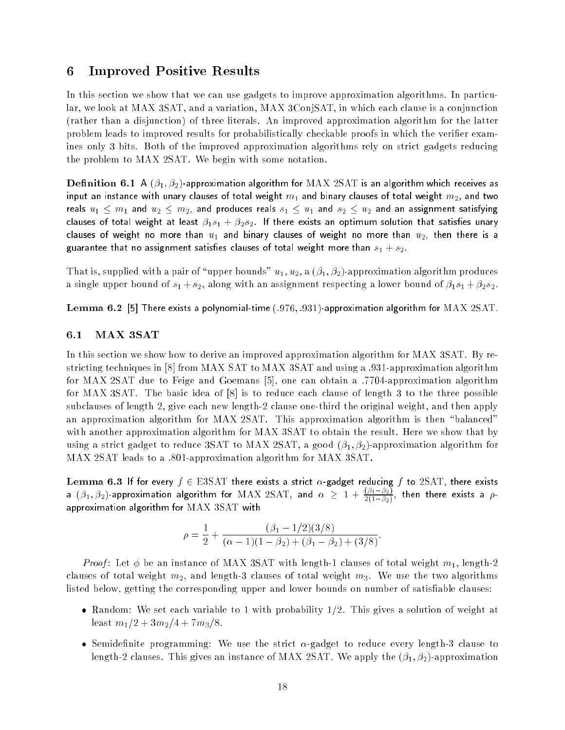## 6 Improved Positive Results

In this section we show that we can use gadgets to improve approximation algorithms. In particular, we look at MAX 3SAT, and a variation, MAX 3ConjSAT, in which each clause is a conjunction (rather than a disjunction) of three literals. An improved approximation algorithm for the latter problem leads to improved results for probabilistically checkable proofs in which the verifier examines only 3 bits. Both of the improved approximation algorithms rely on strict gadgets reducing the problem to MAX 2SAT. We begin with some notation.

**Definition 6.1** A $(\beta_1, \beta_2)$-approximation algorithm for MAX 2SAT is an algorithm which receives as input an instance with unary clauses of total weight $m_1$ and binary clauses of total weight $m_2$, and two reals $u_1 \leq m_1$ and $u_2 \leq m_2$, and produces reals $s_1 \leq u_1$ and $s_2 \leq u_2$ and an assignment satisfying clauses of total weight at least $\beta_1 s_1 + \beta_2 s_2$. If there exists an optimum solution that satisfies unary clauses of weight no more than $u_1$ and binary clauses of weight no more than $u_2$, then there is a guarantee that no assignment satisfies clauses of total weight more than $s_1 + s_2$.

That is, supplied with a pair of "upper bounds" $u_1, u_2$, a $(\beta_1, \beta_2)$-approximation algorithm produces a single upper bound of $s_1 + s_2$, along with an assignment respecting a lower bound of $\beta_1 s_1 + \beta_2 s_2$.

**Lemma 6.2** [5] There exists a polynomial-time $(.976, .931)$-approximation algorithm for MAX 2SAT.

### 6.1 MAX 3SAT

In this section we show how to derive an improved approximation algorithm for MAX 3SAT. By restricting techniques in [8] from MAX SAT to MAX 3SAT and using a .931-approximation algorithm for MAX 2SAT due to Feige and Goemans [5], one can obtain a .7704-approximation algorithm for MAX 3SAT. The basic idea of [8] is to reduce each clause of length 3 to the three possible subclauses of length 2, give each new length-2 clause one-third the original weight, and then apply an approximation algorithm for MAX 2SAT. This approximation algorithm is then "balanced" with another approximation algorithm for MAX 3SAT to obtain the result. Here we show that by using a strict gadget to reduce 3SAT to MAX 2SAT, a good $(\beta_1, \beta_2)$-approximation algorithm for MAX 2SAT leads to a .801-approximation algorithm for MAX 3SAT.

**Lemma 6.3** If for every $f \in$ E3SAT there exists a strict $\alpha$-gadget reducing $f$ to 2SAT, there exists a $(\beta_1, \beta_2)$-approximation algorithm for MAX 2SAT, and $\alpha \geq 1 + \frac{(\beta_1 - \beta_2)}{2(1-\beta_2)}$, then there exists a $\rho$-approximation algorithm for MAX 3SAT with

$$\rho = \frac{1}{2} + \frac{(\beta_1 - 1/2)(3/8)}{(\alpha - 1)(1 - \beta_2) + (\beta_1 - \beta_2) + (3/8)}.$$

*Proof*: Let $\phi$ be an instance of MAX 3SAT with length-1 clauses of total weight $m_1$, length-2 clauses of total weight $m_2$, and length-3 clauses of total weight $m_3$. We use the two algorithms listed below, getting the corresponding upper and lower bounds on number of satisfiable clauses:

- Random: We set each variable to 1 with probability 1/2. This gives a solution of weight at least $m_1/2 + 3m_2/4 + 7m_3/8$.
- Semidefinite programming: We use the strict $\alpha$-gadget to reduce every length-3 clause to length-2 clauses. This gives an instance of MAX 2SAT. We apply the $(\beta_1, \beta_2)$-approximation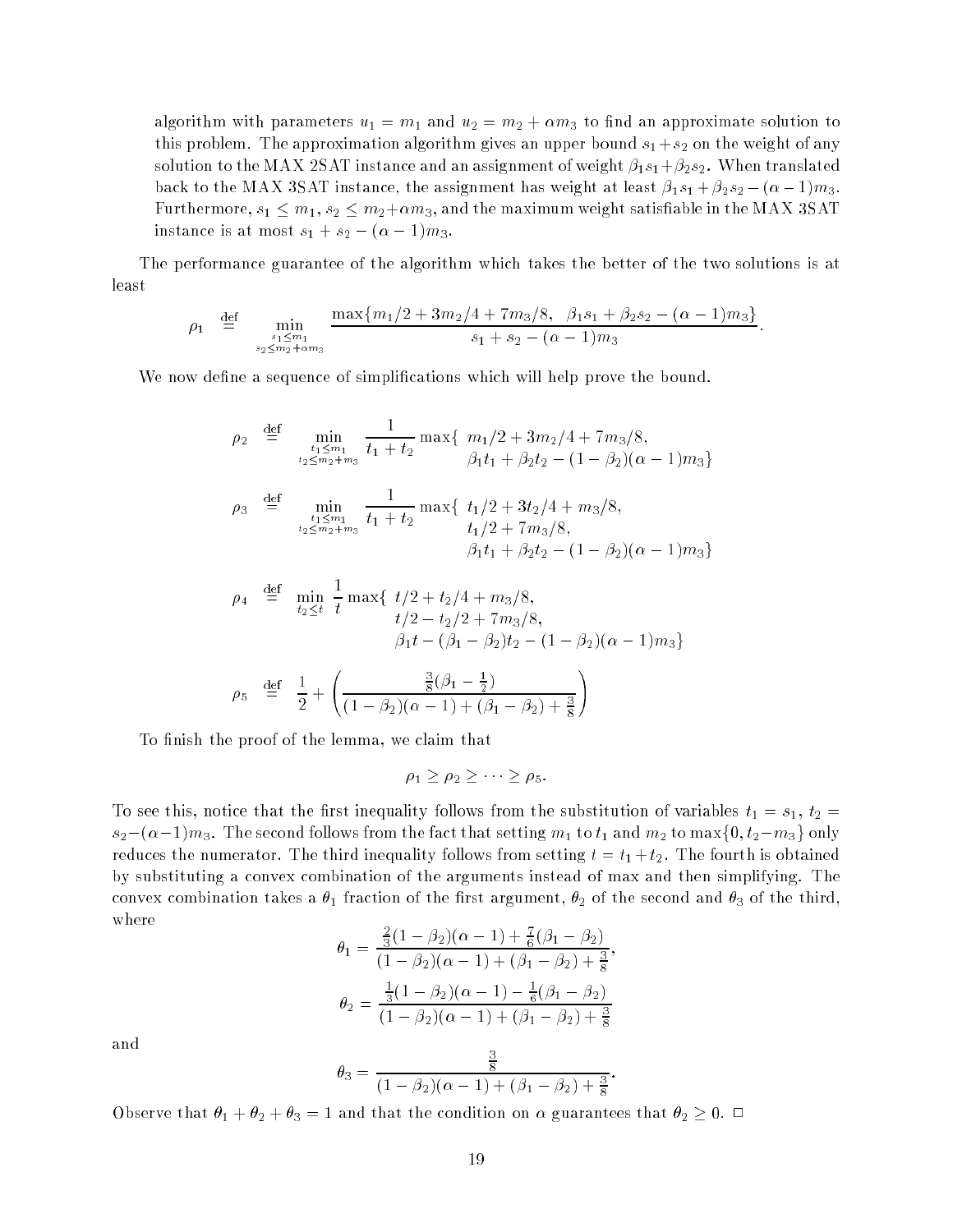algorithm with parameters $u_1 = m_1$ and $u_2 = m_2 + \alpha m_3$ to find an approximate solution to this problem. The approximation algorithm gives an upper bound $s_1+s_2$ on the weight of any solution to the MAX 2SAT instance and an assignment of weight $\beta_1 s_1+\beta_2 s_2$. When translated back to the MAX 3SAT instance, the assignment has weight at least $\beta_1 s_1 + \beta_2 s_2 - (\alpha-1)m_3$. Furthermore, $s_1 \le m_1$, $s_2 \le m_2+\alpha m_3$, and the maximum weight satisfiable in the MAX 3SAT instance is at most $s_1 + s_2 - (\alpha - 1)m_3$.

The performance guarantee of the algorithm which takes the better of the two solutions is at least

$$\rho_1 \stackrel{\text{def}}{=} \min_{\substack{s_1 \le m_1 \\ s_2 \le m_2+\alpha m_3}} \frac{\max\{m_1/2 + 3m_2/4 + 7m_3/8, \;\; \beta_1 s_1 + \beta_2 s_2 - (\alpha-1)m_3\}}{s_1 + s_2 - (\alpha-1)m_3}.$$

We now define a sequence of simplifications which will help prove the bound.

$$\rho_2 \stackrel{\text{def}}{=} \min_{\substack{t_1 \le m_1 \\ t_2 \le m_2+m_3}} \frac{1}{t_1+t_2} \max\{ \; m_1/2 + 3m_2/4 + 7m_3/8, \; \beta_1 t_1 + \beta_2 t_2 - (1-\beta_2)(\alpha-1)m_3\}$$

$$\rho_3 \stackrel{\text{def}}{=} \min_{\substack{t_1 \le m_1 \\ t_2 \le m_2+m_3}} \frac{1}{t_1+t_2} \max\{ \; t_1/2 + 3t_2/4 + m_3/8, \; t_1/2 + 7m_3/8, \; \beta_1 t_1 + \beta_2 t_2 - (1-\beta_2)(\alpha-1)m_3\}$$

$$\rho_4 \stackrel{\text{def}}{=} \min_{t_2 \le t} \frac{1}{t} \max\{ \; t/2 + t_2/4 + m_3/8, \; t/2 - t_2/2 + 7m_3/8, \; \beta_1 t - (\beta_1-\beta_2)t_2 - (1-\beta_2)(\alpha-1)m_3\}$$

$$\rho_5 \stackrel{\text{def}}{=} \frac{1}{2} + \left( \frac{\frac{3}{8}(\beta_1 - \frac{1}{2})}{(1-\beta_2)(\alpha-1) + (\beta_1-\beta_2) + \frac{3}{8}} \right)$$

To finish the proof of the lemma, we claim that

$$\rho_1 \ge \rho_2 \ge \cdots \ge \rho_5.$$

To see this, notice that the first inequality follows from the substitution of variables $t_1 = s_1$, $t_2 = s_2 - (\alpha-1)m_3$. The second follows from the fact that setting $m_1$ to $t_1$ and $m_2$ to $\max\{0, t_2 - m_3\}$ only reduces the numerator. The third inequality follows from setting $t = t_1 + t_2$. The fourth is obtained by substituting a convex combination of the arguments instead of max and then simplifying. The convex combination takes a $\theta_1$ fraction of the first argument, $\theta_2$ of the second and $\theta_3$ of the third, where

$$\theta_1 = \frac{\frac{2}{3}(1-\beta_2)(\alpha-1) + \frac{7}{6}(\beta_1-\beta_2)}{(1-\beta_2)(\alpha-1) + (\beta_1-\beta_2) + \frac{3}{8}},$$

$$\theta_2 = \frac{\frac{1}{3}(1-\beta_2)(\alpha-1) - \frac{1}{6}(\beta_1-\beta_2)}{(1-\beta_2)(\alpha-1) + (\beta_1-\beta_2) + \frac{3}{8}}$$

and

$$\theta_3 = \frac{\frac{3}{8}}{(1-\beta_2)(\alpha-1) + (\beta_1-\beta_2) + \frac{3}{8}}.$$

Observe that $\theta_1 + \theta_2 + \theta_3 = 1$ and that the condition on $\alpha$ guarantees that $\theta_2 \ge 0$. □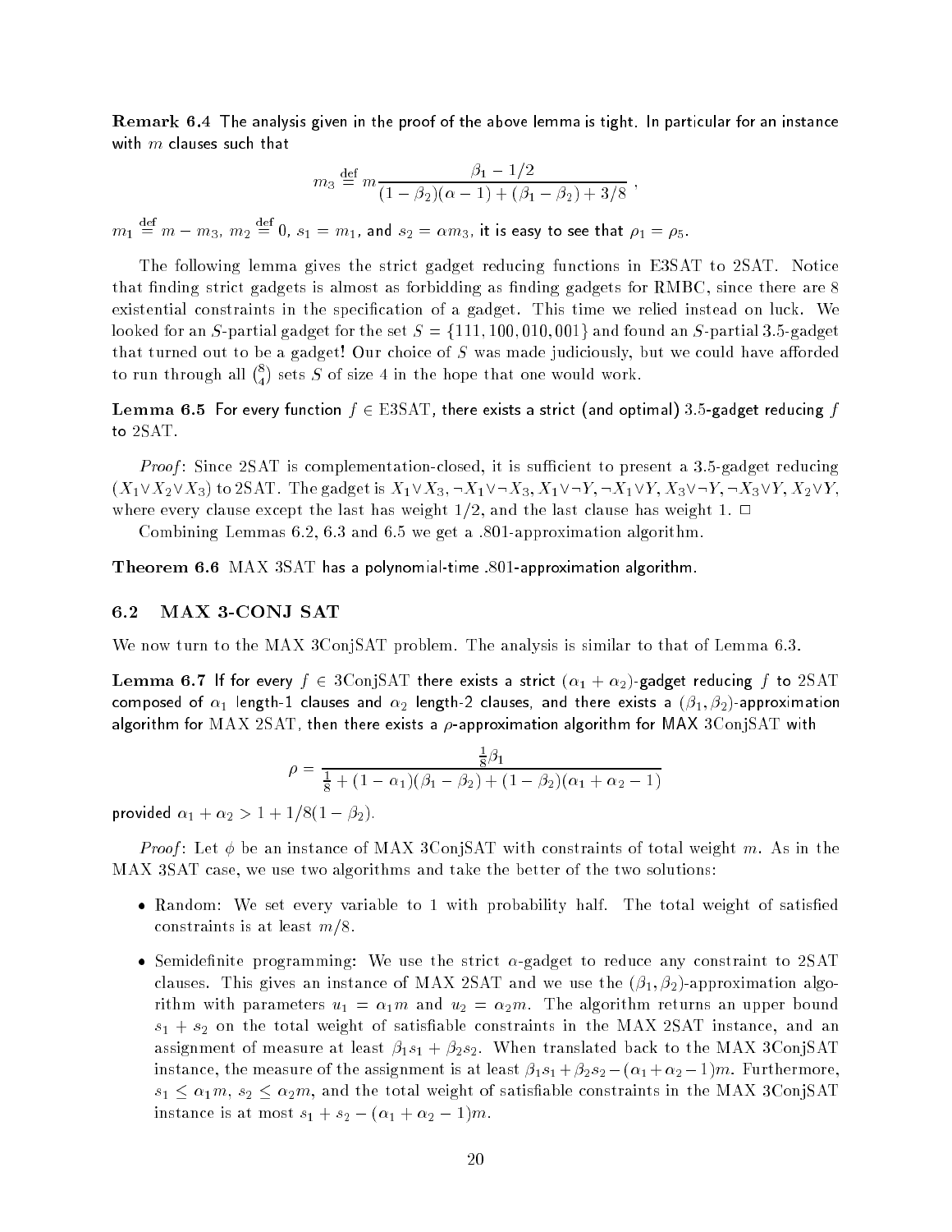**Remark 6.4** The analysis given in the proof of the above lemma is tight. In particular for an instance with $m$ clauses such that

$$m_3 \stackrel{\text{def}}{=} m \frac{\beta_1 - 1/2}{(1-\beta_2)(\alpha-1) + (\beta_1 - \beta_2) + 3/8},$$

$m_1 \stackrel{\text{def}}{=} m - m_3$, $m_2 \stackrel{\text{def}}{=} 0$, $s_1 = m_1$, and $s_2 = \alpha m_3$, it is easy to see that $\rho_1 = \rho_5$.

The following lemma gives the strict gadget reducing functions in E3SAT to 2SAT. Notice that finding strict gadgets is almost as forbidding as finding gadgets for RMBC, since there are 8 existential constraints in the specification of a gadget. This time we relied instead on luck. We looked for an $S$-partial gadget for the set $S = \{111, 100, 010, 001\}$ and found an $S$-partial 3.5-gadget that turned out to be a gadget! Our choice of $S$ was made judiciously, but we could have afforded to run through all $\binom{8}{4}$ sets $S$ of size 4 in the hope that one would work.

**Lemma 6.5** For every function $f \in$ E3SAT, there exists a strict (and optimal) 3.5-gadget reducing $f$ to 2SAT.

*Proof*: Since 2SAT is complementation-closed, it is sufficient to present a 3.5-gadget reducing $(X_1 \vee X_2 \vee X_3)$ to 2SAT. The gadget is $X_1 \vee X_3$, $\neg X_1 \vee \neg X_3$, $X_1 \vee \neg Y$, $\neg X_1 \vee Y$, $X_3 \vee \neg Y$, $\neg X_3 \vee Y$, $X_2 \vee Y$, where every clause except the last has weight $1/2$, and the last clause has weight 1. □

Combining Lemmas 6.2, 6.3 and 6.5 we get a .801-approximation algorithm.

**Theorem 6.6** MAX 3SAT has a polynomial-time .801-approximation algorithm.

## 6.2 MAX 3-CONJ SAT

We now turn to the MAX 3ConjSAT problem. The analysis is similar to that of Lemma 6.3.

**Lemma 6.7** If for every $f \in$ 3ConjSAT there exists a strict $(\alpha_1 + \alpha_2)$-gadget reducing $f$ to 2SAT composed of $\alpha_1$ length-1 clauses and $\alpha_2$ length-2 clauses, and there exists a $(\beta_1, \beta_2)$-approximation algorithm for MAX 2SAT, then there exists a $\rho$-approximation algorithm for MAX 3ConjSAT with

$$\rho = \frac{\frac{1}{8}\beta_1}{\frac{1}{8} + (1-\alpha_1)(\beta_1 - \beta_2) + (1-\beta_2)(\alpha_1 + \alpha_2 - 1)}$$

provided $\alpha_1 + \alpha_2 > 1 + 1/8(1-\beta_2)$.

*Proof*: Let $\phi$ be an instance of MAX 3ConjSAT with constraints of total weight $m$. As in the MAX 3SAT case, we use two algorithms and take the better of the two solutions:

- Random: We set every variable to 1 with probability half. The total weight of satisfied constraints is at least $m/8$.
- Semidefinite programming: We use the strict $\alpha$-gadget to reduce any constraint to 2SAT clauses. This gives an instance of MAX 2SAT and we use the $(\beta_1, \beta_2)$-approximation algorithm with parameters $u_1 = \alpha_1 m$ and $u_2 = \alpha_2 m$. The algorithm returns an upper bound $s_1 + s_2$ on the total weight of satisfiable constraints in the MAX 2SAT instance, and an assignment of measure at least $\beta_1 s_1 + \beta_2 s_2$. When translated back to the MAX 3ConjSAT instance, the measure of the assignment is at least $\beta_1 s_1 + \beta_2 s_2 - (\alpha_1 + \alpha_2 - 1)m$. Furthermore, $s_1 \leq \alpha_1 m$, $s_2 \leq \alpha_2 m$, and the total weight of satisfiable constraints in the MAX 3ConjSAT instance is at most $s_1 + s_2 - (\alpha_1 + \alpha_2 - 1)m$.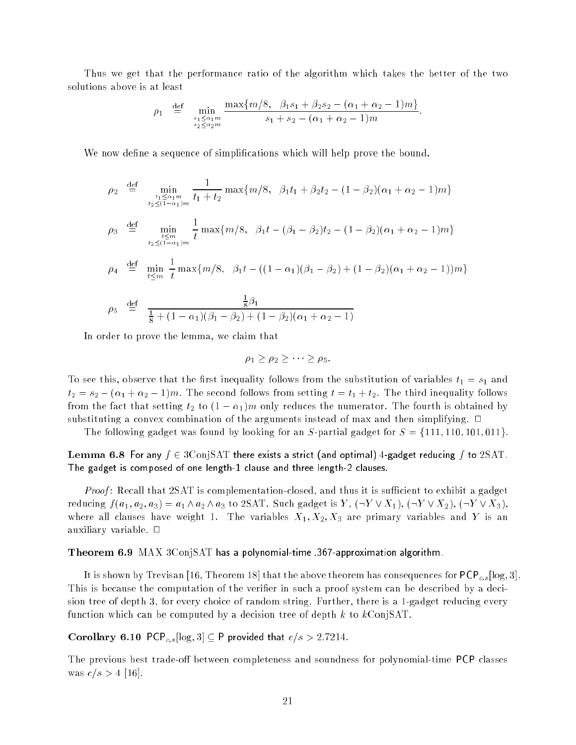Thus we get that the performance ratio of the algorithm which takes the better of the two solutions above is at least

$$\rho_1 \stackrel{\text{def}}{=} \min_{\substack{s_1 \le \alpha_1 m \\ s_2 \le \alpha_2 m}} \frac{\max\{m/8, \;\; \beta_1 s_1 + \beta_2 s_2 - (\alpha_1 + \alpha_2 - 1)m\}}{s_1 + s_2 - (\alpha_1 + \alpha_2 - 1)m}.$$

We now define a sequence of simplifications which will help prove the bound.

$$\rho_2 \stackrel{\text{def}}{=} \min_{\substack{t_1 \le \alpha_1 m \\ t_2 \le (1-\alpha_1) m}} \frac{1}{t_1 + t_2} \max\{m/8, \;\; \beta_1 t_1 + \beta_2 t_2 - (1 - \beta_2)(\alpha_1 + \alpha_2 - 1)m\}$$

$$\rho_3 \stackrel{\text{def}}{=} \min_{\substack{t \le m \\ t_2 \le (1-\alpha_1) m}} \frac{1}{t} \max\{m/8, \;\; \beta_1 t - (\beta_1 - \beta_2) t_2 - (1 - \beta_2)(\alpha_1 + \alpha_2 - 1)m\}$$

$$\rho_4 \stackrel{\text{def}}{=} \min_{t \le m} \frac{1}{t} \max\{m/8, \;\; \beta_1 t - ((1 - \alpha_1)(\beta_1 - \beta_2) + (1 - \beta_2)(\alpha_1 + \alpha_2 - 1))m\}$$

$$\rho_5 \stackrel{\text{def}}{=} \frac{\frac{1}{8}\beta_1}{\frac{1}{8} + (1 - \alpha_1)(\beta_1 - \beta_2) + (1 - \beta_2)(\alpha_1 + \alpha_2 - 1)}$$

In order to prove the lemma, we claim that

$$\rho_1 \ge \rho_2 \ge \cdots \ge \rho_5.$$

To see this, observe that the first inequality follows from the substitution of variables $t_1 = s_1$ and $t_2 = s_2 - (\alpha_1 + \alpha_2 - 1)m$. The second follows from setting $t = t_1 + t_2$. The third inequality follows from the fact that setting $t_2$ to $(1 - \alpha_1)m$ only reduces the numerator. The fourth is obtained by substituting a convex combination of the arguments instead of max and then simplifying. □

The following gadget was found by looking for an $S$-partial gadget for $S = \{111, 110, 101, 011\}$.

**Lemma 6.8** For any $f \in$ 3ConjSAT there exists a strict (and optimal) 4-gadget reducing $f$ to 2SAT. The gadget is composed of one length-1 clause and three length-2 clauses.

*Proof*: Recall that 2SAT is complementation-closed, and thus it is sufficient to exhibit a gadget reducing $f(a_1, a_2, a_3) = a_1 \wedge a_2 \wedge a_3$ to 2SAT. Such gadget is $Y$, $(\neg Y \vee X_1)$, $(\neg Y \vee X_2)$, $(\neg Y \vee X_3)$, where all clauses have weight 1. The variables $X_1, X_2, X_3$ are primary variables and $Y$ is an auxiliary variable. □

**Theorem 6.9** MAX 3ConjSAT has a polynomial-time .367-approximation algorithm.

It is shown by Trevisan [16, Theorem 18] that the above theorem has consequences for $\mathsf{PCP}_{c,s}[\log, 3]$. This is because the computation of the verifier in such a proof system can be described by a decision tree of depth 3, for every choice of random string. Further, there is a 1-gadget reducing every function which can be computed by a decision tree of depth $k$ to $k$ConjSAT.

**Corollary 6.10** $\mathsf{PCP}_{c,s}[\log, 3] \subseteq \mathsf{P}$ provided that $c/s > 2.7214$.

The previous best trade-off between completeness and soundness for polynomial-time PCP classes was $c/s > 4$ [16].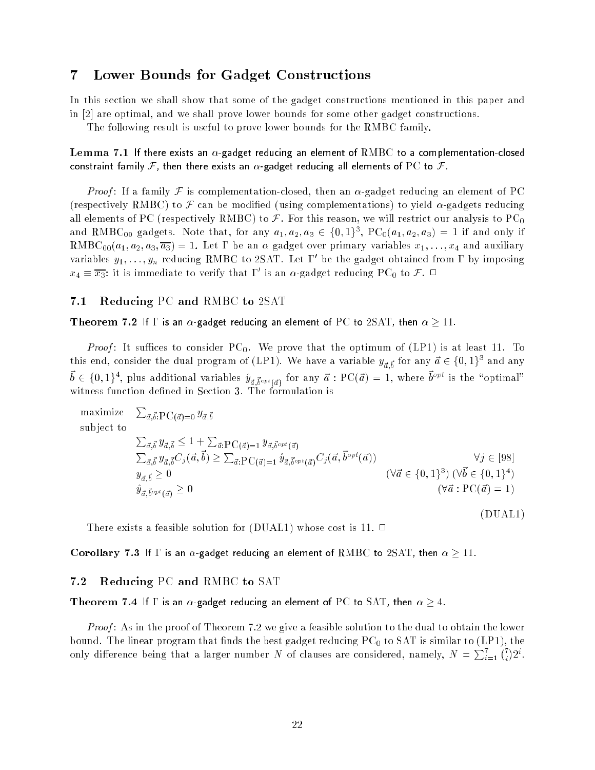## 7 Lower Bounds for Gadget Constructions

In this section we shall show that some of the gadget constructions mentioned in this paper and in [2] are optimal, and we shall prove lower bounds for some other gadget constructions.

The following result is useful to prove lower bounds for the RMBC family.

**Lemma 7.1** If there exists an $\alpha$-gadget reducing an element of RMBC to a complementation-closed constraint family $\mathcal{F}$, then there exists an $\alpha$-gadget reducing all elements of PC to $\mathcal{F}$.

*Proof*: If a family $\mathcal{F}$ is complementation-closed, then an $\alpha$-gadget reducing an element of PC (respectively RMBC) to $\mathcal{F}$ can be modified (using complementations) to yield $\alpha$-gadgets reducing all elements of PC (respectively RMBC) to $\mathcal{F}$. For this reason, we will restrict our analysis to $\mathrm{PC}_0$ and $\mathrm{RMBC}_{00}$ gadgets. Note that, for any $a_1, a_2, a_3 \in \{0,1\}^3$, $\mathrm{PC}_0(a_1, a_2, a_3) = 1$ if and only if $\mathrm{RMBC}_{00}(a_1, a_2, a_3, \overline{a_3}) = 1$. Let $\Gamma$ be an $\alpha$ gadget over primary variables $x_1, \ldots, x_4$ and auxiliary variables $y_1, \ldots, y_n$ reducing RMBC to 2SAT. Let $\Gamma'$ be the gadget obtained from $\Gamma$ by imposing $x_4 \equiv \overline{x_3}$: it is immediate to verify that $\Gamma'$ is an $\alpha$-gadget reducing $\mathrm{PC}_0$ to $\mathcal{F}$. □

### 7.1 Reducing PC and RMBC to 2SAT

**Theorem 7.2** If $\Gamma$ is an $\alpha$-gadget reducing an element of PC to 2SAT, then $\alpha \geq 11$.

*Proof*: It suffices to consider $\mathrm{PC}_0$. We prove that the optimum of (LP1) is at least 11. To this end, consider the dual program of (LP1). We have a variable $y_{\vec{a},\vec{b}}$ for any $\vec{a} \in \{0,1\}^3$ and any $\vec{b} \in \{0,1\}^4$, plus additional variables $\hat{y}_{\vec{a},\vec{b}^{opt}(\vec{a})}$ for any $\vec{a} : \mathrm{PC}(\vec{a}) = 1$, where $\vec{b}^{opt}$ is the "optimal" witness function defined in Section 3. The formulation is

$$
\begin{array}{lll}
\text{maximize} & \sum_{\vec{a},\vec{b}:\mathrm{PC}(\vec{a})=0} y_{\vec{a},\vec{b}} & \\
\text{subject to} & & \\
& \sum_{\vec{a},\vec{b}} y_{\vec{a},\vec{b}} \leq 1 + \sum_{\vec{a}:\mathrm{PC}(\vec{a})=1} y_{\vec{a},\vec{b}^{opt}(\vec{a})} & \\
& \sum_{\vec{a},\vec{b}} y_{\vec{a},\vec{b}} C_j(\vec{a},\vec{b}) \geq \sum_{\vec{a}:\mathrm{PC}(\vec{a})=1} \hat{y}_{\vec{a},\vec{b}^{opt}(\vec{a})} C_j(\vec{a},\vec{b}^{opt}(\vec{a})) & \forall j \in [98] \\
& y_{\vec{a},\vec{b}} \geq 0 & (\forall \vec{a} \in \{0,1\}^3)\ (\forall \vec{b} \in \{0,1\}^4) \\
& \hat{y}_{\vec{a},\vec{b}^{opt}(\vec{a})} \geq 0 & (\forall \vec{a} : \mathrm{PC}(\vec{a}) = 1)
\end{array}
\tag{DUAL1}
$$

There exists a feasible solution for (DUAL1) whose cost is 11. □

**Corollary 7.3** If $\Gamma$ is an $\alpha$-gadget reducing an element of RMBC to 2SAT, then $\alpha \geq 11$.

### 7.2 Reducing PC and RMBC to SAT

**Theorem 7.4** If $\Gamma$ is an $\alpha$-gadget reducing an element of PC to SAT, then $\alpha \geq 4$.

*Proof*: As in the proof of Theorem 7.2 we give a feasible solution to the dual to obtain the lower bound. The linear program that finds the best gadget reducing $\mathrm{PC}_0$ to SAT is similar to (LP1), the only difference being that a larger number $N$ of clauses are considered, namely, $N = \sum_{i=1}^{7} \binom{7}{i} 2^i$.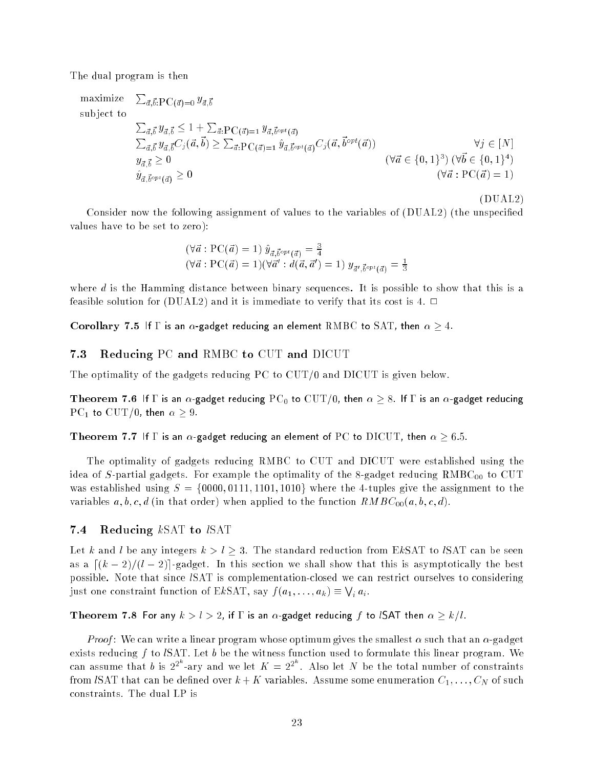The dual program is then

$$
\begin{array}{lll}
\text{maximize} & \sum_{\vec{a},\vec{b}:\mathrm{PC}(\vec{a})=0} y_{\vec{a},\vec{b}} & \\
\text{subject to} & & \\
& \sum_{\vec{a},\vec{b}} y_{\vec{a},\vec{b}} \leq 1 + \sum_{\vec{a}:\mathrm{PC}(\vec{a})=1} y_{\vec{a},\vec{b}^{opt}(\vec{a})} & \\
& \sum_{\vec{a},\vec{b}} y_{\vec{a},\vec{b}} C_j(\vec{a},\vec{b}) \geq \sum_{\vec{a}:\mathrm{PC}(\vec{a})=1} \hat{y}_{\vec{a},\vec{b}^{opt}(\vec{a})} C_j(\vec{a},\vec{b}^{opt}(\vec{a})) & \forall j \in [N] \\
& y_{\vec{a},\vec{b}} \geq 0 & (\forall \vec{a} \in \{0,1\}^3)\ (\forall \vec{b} \in \{0,1\}^4) \\
& \hat{y}_{\vec{a},\vec{b}^{opt}(\vec{a})} \geq 0 & (\forall \vec{a} : \mathrm{PC}(\vec{a}) = 1)
\end{array}
$$

(DUAL2)

Consider now the following assignment of values to the variables of (DUAL2) (the unspecified values have to be set to zero):

$$
\begin{array}{l}
(\forall \vec{a} : \mathrm{PC}(\vec{a}) = 1)\ \hat{y}_{\vec{a},\vec{b}^{opt}(\vec{a})} = \frac{3}{4} \\
(\forall \vec{a} : \mathrm{PC}(\vec{a}) = 1)(\forall \vec{a}' : d(\vec{a},\vec{a}') = 1)\ y_{\vec{a}',\vec{b}^{opt}(\vec{a})} = \frac{1}{3}
\end{array}
$$

where $d$ is the Hamming distance between binary sequences. It is possible to show that this is a feasible solution for (DUAL2) and it is immediate to verify that its cost is 4. □

**Corollary 7.5** If $\Gamma$ is an $\alpha$-gadget reducing an element RMBC to SAT, then $\alpha \geq 4$.

### 7.3 Reducing PC and RMBC to CUT and DICUT

The optimality of the gadgets reducing PC to CUT/0 and DICUT is given below.

**Theorem 7.6** If $\Gamma$ is an $\alpha$-gadget reducing $\mathrm{PC}_0$ to CUT/0, then $\alpha \geq 8$. If $\Gamma$ is an $\alpha$-gadget reducing $\mathrm{PC}_1$ to CUT/0, then $\alpha \geq 9$.

**Theorem 7.7** If $\Gamma$ is an $\alpha$-gadget reducing an element of PC to DICUT, then $\alpha \geq 6.5$.

The optimality of gadgets reducing RMBC to CUT and DICUT were established using the idea of $S$-partial gadgets. For example the optimality of the 8-gadget reducing $\mathrm{RMBC}_{00}$ to CUT was established using $S = \{0000, 0111, 1101, 1010\}$ where the 4-tuples give the assignment to the variables $a, b, c, d$ (in that order) when applied to the function $RMBC_{00}(a,b,c,d)$.

### 7.4 Reducing $k$SAT to $l$SAT

Let $k$ and $l$ be any integers $k > l \geq 3$. The standard reduction from E$k$SAT to $l$SAT can be seen as a $\lceil (k-2)/(l-2) \rceil$-gadget. In this section we shall show that this is asymptotically the best possible. Note that since $l$SAT is complementation-closed we can restrict ourselves to considering just one constraint function of E$k$SAT, say $f(a_1, \ldots, a_k) \equiv \bigvee_i a_i$.

**Theorem 7.8** For any $k > l > 2$, if $\Gamma$ is an $\alpha$-gadget reducing $f$ to $l$SAT then $\alpha \geq k/l$.

*Proof*: We can write a linear program whose optimum gives the smallest $\alpha$ such that an $\alpha$-gadget exists reducing $f$ to $l$SAT. Let $b$ be the witness function used to formulate this linear program. We can assume that $b$ is $2^{2^k}$-ary and we let $K = 2^{2^k}$. Also let $N$ be the total number of constraints from $l$SAT that can be defined over $k + K$ variables. Assume some enumeration $C_1, \ldots, C_N$ of such constraints. The dual LP is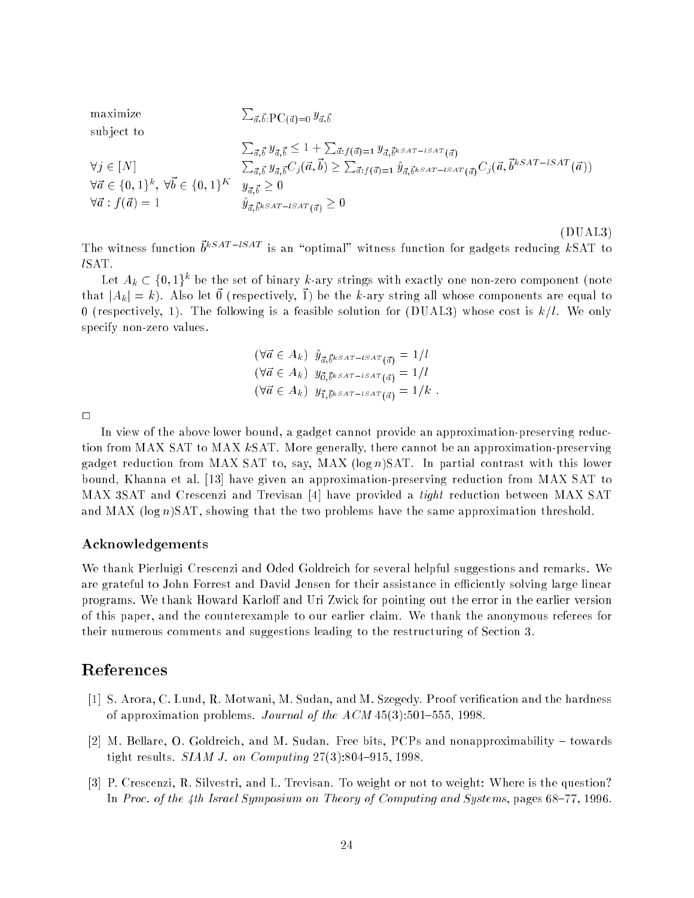$$
\begin{array}{ll}
\text{maximize} & \sum_{\vec{a},\vec{b}:\text{PC}(\vec{a})=0} y_{\vec{a},\vec{b}} \\
\text{subject to} & \\
 & \sum_{\vec{a},\vec{b}} y_{\vec{a},\vec{b}} \leq 1 + \sum_{\vec{a}:f(\vec{a})=1} y_{\vec{a},\vec{b}^{kSAT-lSAT}(\vec{a})} \\
\forall j \in [N] & \sum_{\vec{a},\vec{b}} y_{\vec{a},\vec{b}} C_j(\vec{a},\vec{b}) \geq \sum_{\vec{a}:f(\vec{a})=1} \hat{y}_{\vec{a},\vec{b}^{kSAT-lSAT}(\vec{a})} C_j(\vec{a},\vec{b}^{kSAT-lSAT}(\vec{a})) \\
\forall \vec{a} \in \{0,1\}^k,\ \forall \vec{b} \in \{0,1\}^K & y_{\vec{a},\vec{b}} \geq 0 \\
\forall \vec{a} : f(\vec{a}) = 1 & \hat{y}_{\vec{a},\vec{b}^{kSAT-lSAT}(\vec{a})} \geq 0
\end{array}
\tag{DUAL3}
$$

The witness function $\vec{b}^{kSAT-lSAT}$ is an "optimal" witness function for gadgets reducing $k$SAT to $l$SAT.

Let $A_k \subset \{0,1\}^k$ be the set of binary $k$-ary strings with exactly one non-zero component (note that $|A_k| = k$). Also let $\vec{0}$ (respectively, $\vec{1}$) be the $k$-ary string all whose components are equal to 0 (respectively, 1). The following is a feasible solution for (DUAL3) whose cost is $k/l$. We only specify non-zero values.

$$
\begin{array}{l}
(\forall \vec{a} \in A_k)\ \ \hat{y}_{\vec{a},\vec{b}^{kSAT-lSAT}(\vec{a})} = 1/l \\
(\forall \vec{a} \in A_k)\ \ y_{\vec{0},\vec{b}^{kSAT-lSAT}(\vec{a})} = 1/l \\
(\forall \vec{a} \in A_k)\ \ y_{\vec{1},\vec{b}^{kSAT-lSAT}(\vec{a})} = 1/k\ .
\end{array}
$$

□

In view of the above lower bound, a gadget cannot provide an approximation-preserving reduction from MAX SAT to MAX $k$SAT. More generally, there cannot be an approximation-preserving gadget reduction from MAX SAT to, say, MAX $(\log n)$SAT. In partial contrast with this lower bound, Khanna et al. [13] have given an approximation-preserving reduction from MAX SAT to MAX 3SAT and Crescenzi and Trevisan [4] have provided a *tight* reduction between MAX SAT and MAX $(\log n)$SAT, showing that the two problems have the same approximation threshold.

### Acknowledgements

We thank Pierluigi Crescenzi and Oded Goldreich for several helpful suggestions and remarks. We are grateful to John Forrest and David Jensen for their assistance in efficiently solving large linear programs. We thank Howard Karloff and Uri Zwick for pointing out the error in the earlier version of this paper, and the counterexample to our earlier claim. We thank the anonymous referees for their numerous comments and suggestions leading to the restructuring of Section 3.

## References

[1] S. Arora, C. Lund, R. Motwani, M. Sudan, and M. Szegedy. Proof verification and the hardness of approximation problems. *Journal of the ACM* 45(3):501–555, 1998.

[2] M. Bellare, O. Goldreich, and M. Sudan. Free bits, PCPs and nonapproximability – towards tight results. *SIAM J. on Computing* 27(3):804–915, 1998.

[3] P. Crescenzi, R. Silvestri, and L. Trevisan. To weight or not to weight: Where is the question? In *Proc. of the 4th Israel Symposium on Theory of Computing and Systems*, pages 68–77, 1996.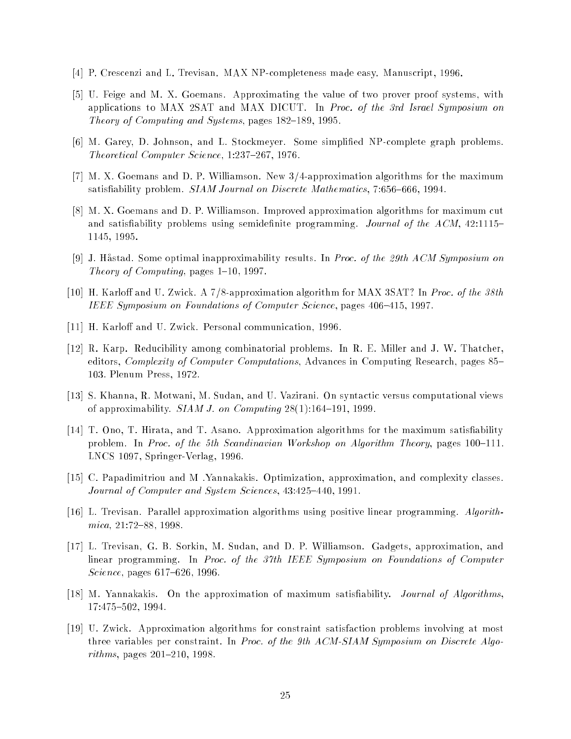[4] P. Crescenzi and L. Trevisan. MAX NP-completeness made easy. Manuscript, 1996.

[5] U. Feige and M. X. Goemans. Approximating the value of two prover proof systems, with applications to MAX 2SAT and MAX DICUT. In *Proc. of the 3rd Israel Symposium on Theory of Computing and Systems*, pages 182–189, 1995.

[6] M. Garey, D. Johnson, and L. Stockmeyer. Some simplified NP-complete graph problems. *Theoretical Computer Science*, 1:237–267, 1976.

[7] M. X. Goemans and D. P. Williamson. New 3/4-approximation algorithms for the maximum satisfiability problem. *SIAM Journal on Discrete Mathematics*, 7:656–666, 1994.

[8] M. X. Goemans and D. P. Williamson. Improved approximation algorithms for maximum cut and satisfiability problems using semidefinite programming. *Journal of the ACM*, 42:1115–1145, 1995.

[9] J. Håstad. Some optimal inapproximability results. In *Proc. of the 29th ACM Symposium on Theory of Computing*, pages 1–10, 1997.

[10] H. Karloff and U. Zwick. A 7/8-approximation algorithm for MAX 3SAT? In *Proc. of the 38th IEEE Symposium on Foundations of Computer Science*, pages 406–415, 1997.

[11] H. Karloff and U. Zwick. Personal communication, 1996.

[12] R. Karp. Reducibility among combinatorial problems. In R. E. Miller and J. W. Thatcher, editors, *Complexity of Computer Computations*, Advances in Computing Research, pages 85–103. Plenum Press, 1972.

[13] S. Khanna, R. Motwani, M. Sudan, and U. Vazirani. On syntactic versus computational views of approximability. *SIAM J. on Computing* 28(1):164–191, 1999.

[14] T. Ono, T. Hirata, and T. Asano. Approximation algorithms for the maximum satisfiability problem. In *Proc. of the 5th Scandinavian Workshop on Algorithm Theory*, pages 100–111. LNCS 1097, Springer-Verlag, 1996.

[15] C. Papadimitriou and M .Yannakakis. Optimization, approximation, and complexity classes. *Journal of Computer and System Sciences*, 43:425–440, 1991.

[16] L. Trevisan. Parallel approximation algorithms using positive linear programming. *Algorithmica*, 21:72–88, 1998.

[17] L. Trevisan, G. B. Sorkin, M. Sudan, and D. P. Williamson. Gadgets, approximation, and linear programming. In *Proc. of the 37th IEEE Symposium on Foundations of Computer Science*, pages 617–626, 1996.

[18] M. Yannakakis. On the approximation of maximum satisfiability. *Journal of Algorithms*, 17:475–502, 1994.

[19] U. Zwick. Approximation algorithms for constraint satisfaction problems involving at most three variables per constraint. In *Proc. of the 9th ACM-SIAM Symposium on Discrete Algorithms*, pages 201–210, 1998.